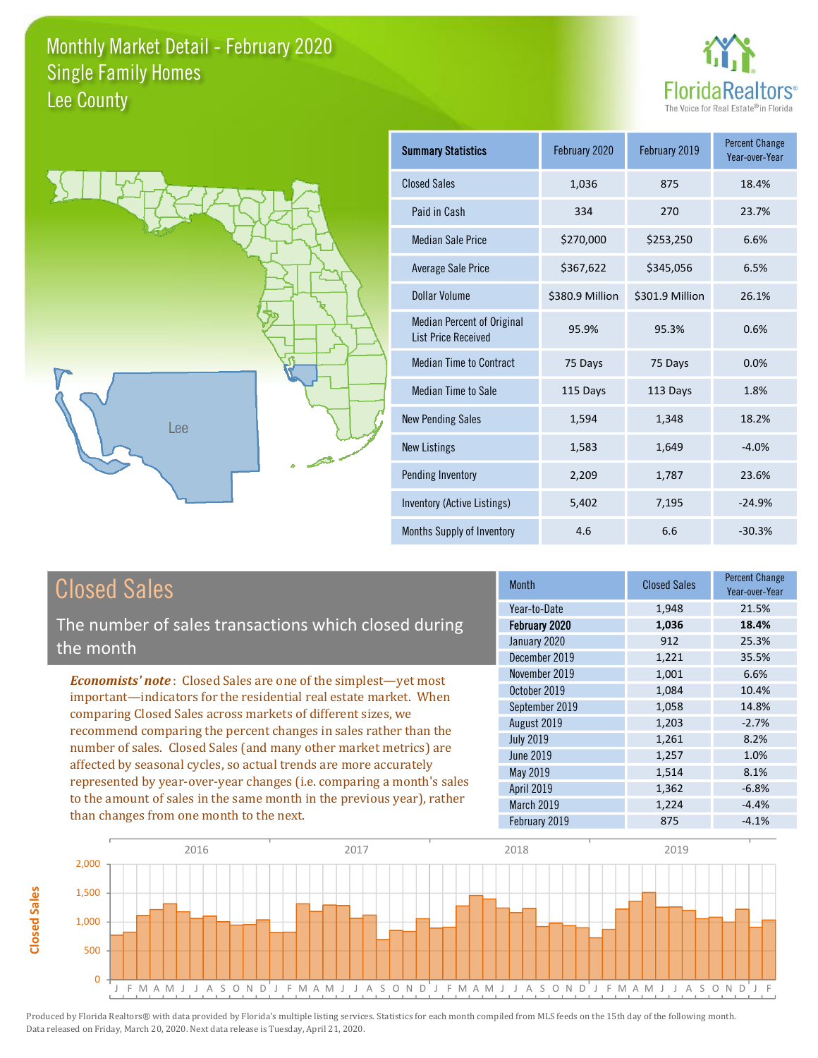# Monthly Market Detail - February 2020
## Single Family Homes
## Lee County

FloridaRealtors® The Voice for Real Estate® in Florida

Lee

| Summary Statistics | February 2020 | February 2019 | Percent Change Year-over-Year |
|---|---|---|---|
| Closed Sales | 1,036 | 875 | 18.4% |
| Paid in Cash | 334 | 270 | 23.7% |
| Median Sale Price | $270,000 | $253,250 | 6.6% |
| Average Sale Price | $367,622 | $345,056 | 6.5% |
| Dollar Volume | $380.9 Million | $301.9 Million | 26.1% |
| Median Percent of Original List Price Received | 95.9% | 95.3% | 0.6% |
| Median Time to Contract | 75 Days | 75 Days | 0.0% |
| Median Time to Sale | 115 Days | 113 Days | 1.8% |
| New Pending Sales | 1,594 | 1,348 | 18.2% |
| New Listings | 1,583 | 1,649 | -4.0% |
| Pending Inventory | 2,209 | 1,787 | 23.6% |
| Inventory (Active Listings) | 5,402 | 7,195 | -24.9% |
| Months Supply of Inventory | 4.6 | 6.6 | -30.3% |

## Closed Sales

The number of sales transactions which closed during the month

***Economists' note***: Closed Sales are one of the simplest—yet most important—indicators for the residential real estate market. When comparing Closed Sales across markets of different sizes, we recommend comparing the percent changes in sales rather than the number of sales. Closed Sales (and many other market metrics) are affected by seasonal cycles, so actual trends are more accurately represented by year-over-year changes (i.e. comparing a month's sales to the amount of sales in the same month in the previous year), rather than changes from one month to the next.

| Month | Closed Sales | Percent Change Year-over-Year |
|---|---|---|
| Year-to-Date | 1,948 | 21.5% |
| **February 2020** | **1,036** | **18.4%** |
| January 2020 | 912 | 25.3% |
| December 2019 | 1,221 | 35.5% |
| November 2019 | 1,001 | 6.6% |
| October 2019 | 1,084 | 10.4% |
| September 2019 | 1,058 | 14.8% |
| August 2019 | 1,203 | -2.7% |
| July 2019 | 1,261 | 8.2% |
| June 2019 | 1,257 | 1.0% |
| May 2019 | 1,514 | 8.1% |
| April 2019 | 1,362 | -6.8% |
| March 2019 | 1,224 | -4.4% |
| February 2019 | 875 | -4.1% |

Produced by Florida Realtors® with data provided by Florida's multiple listing services. Statistics for each month compiled from MLS feeds on the 15th day of the following month. Data released on Friday, March 20, 2020. Next data release is Tuesday, April 21, 2020.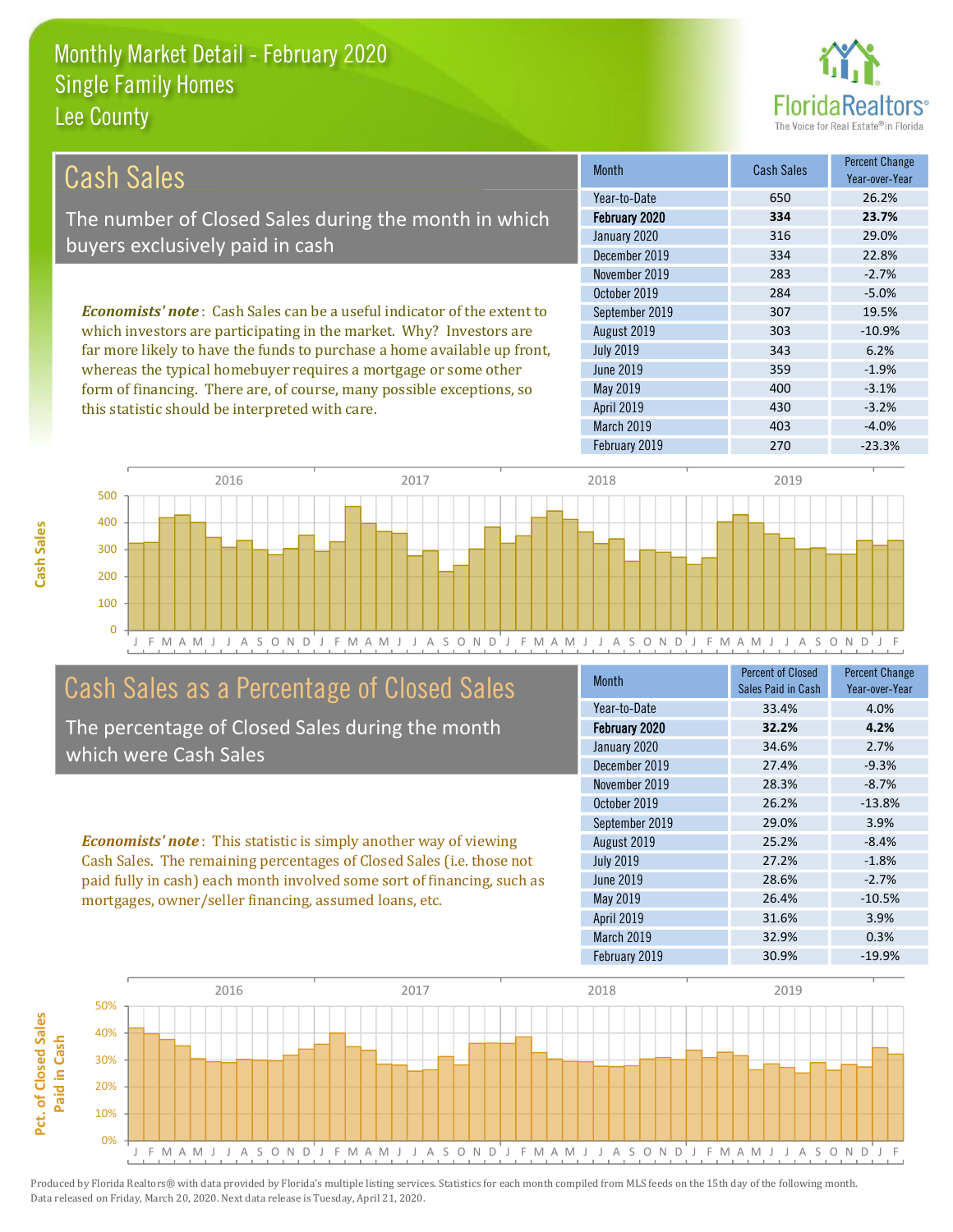# Monthly Market Detail - February 2020
## Single Family Homes
## Lee County

## Cash Sales

The number of Closed Sales during the month in which buyers exclusively paid in cash

*Economists' note*: Cash Sales can be a useful indicator of the extent to which investors are participating in the market. Why? Investors are far more likely to have the funds to purchase a home available up front, whereas the typical homebuyer requires a mortgage or some other form of financing. There are, of course, many possible exceptions, so this statistic should be interpreted with care.

| Month | Cash Sales | Percent Change Year-over-Year |
|---|---|---|
| Year-to-Date | 650 | 26.2% |
| **February 2020** | **334** | **23.7%** |
| January 2020 | 316 | 29.0% |
| December 2019 | 334 | 22.8% |
| November 2019 | 283 | -2.7% |
| October 2019 | 284 | -5.0% |
| September 2019 | 307 | 19.5% |
| August 2019 | 303 | -10.9% |
| July 2019 | 343 | 6.2% |
| June 2019 | 359 | -1.9% |
| May 2019 | 400 | -3.1% |
| April 2019 | 430 | -3.2% |
| March 2019 | 403 | -4.0% |
| February 2019 | 270 | -23.3% |

## Cash Sales as a Percentage of Closed Sales

The percentage of Closed Sales during the month which were Cash Sales

*Economists' note*: This statistic is simply another way of viewing Cash Sales. The remaining percentages of Closed Sales (i.e. those not paid fully in cash) each month involved some sort of financing, such as mortgages, owner/seller financing, assumed loans, etc.

| Month | Percent of Closed Sales Paid in Cash | Percent Change Year-over-Year |
|---|---|---|
| Year-to-Date | 33.4% | 4.0% |
| **February 2020** | **32.2%** | **4.2%** |
| January 2020 | 34.6% | 2.7% |
| December 2019 | 27.4% | -9.3% |
| November 2019 | 28.3% | -8.7% |
| October 2019 | 26.2% | -13.8% |
| September 2019 | 29.0% | 3.9% |
| August 2019 | 25.2% | -8.4% |
| July 2019 | 27.2% | -1.8% |
| June 2019 | 28.6% | -2.7% |
| May 2019 | 26.4% | -10.5% |
| April 2019 | 31.6% | 3.9% |
| March 2019 | 32.9% | 0.3% |
| February 2019 | 30.9% | -19.9% |

Produced by Florida Realtors® with data provided by Florida's multiple listing services. Statistics for each month compiled from MLS feeds on the 15th day of the following month. Data released on Friday, March 20, 2020. Next data release is Tuesday, April 21, 2020.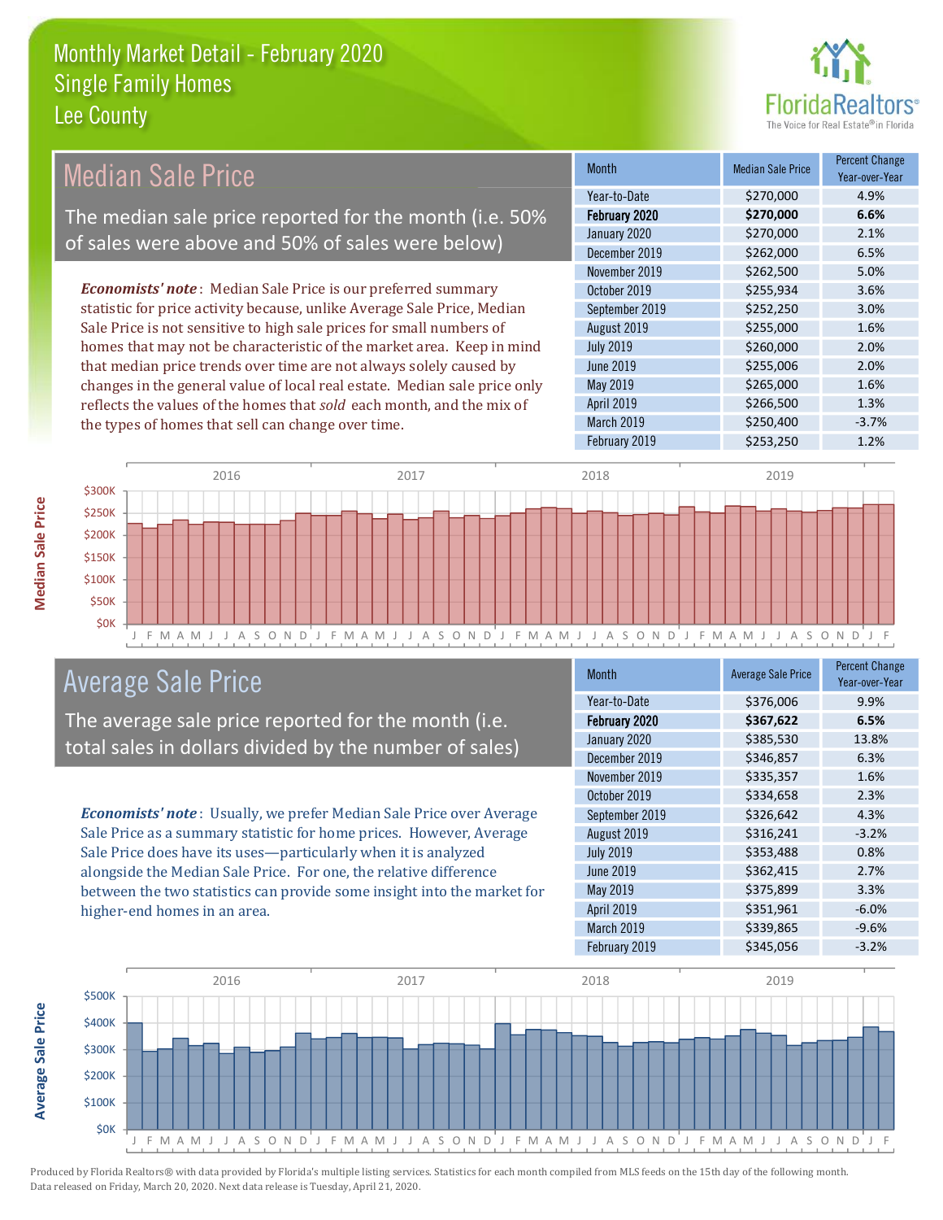# Monthly Market Detail - February 2020
## Single Family Homes
## Lee County

## Median Sale Price

The median sale price reported for the month (i.e. 50% of sales were above and 50% of sales were below)

*Economists' note*: Median Sale Price is our preferred summary statistic for price activity because, unlike Average Sale Price, Median Sale Price is not sensitive to high sale prices for small numbers of homes that may not be characteristic of the market area. Keep in mind that median price trends over time are not always solely caused by changes in the general value of local real estate. Median sale price only reflects the values of the homes that *sold* each month, and the mix of the types of homes that sell can change over time.

| Month | Median Sale Price | Percent Change Year-over-Year |
|---|---|---|
| Year-to-Date | $270,000 | 4.9% |
| **February 2020** | **$270,000** | **6.6%** |
| January 2020 | $270,000 | 2.1% |
| December 2019 | $262,000 | 6.5% |
| November 2019 | $262,500 | 5.0% |
| October 2019 | $255,934 | 3.6% |
| September 2019 | $252,250 | 3.0% |
| August 2019 | $255,000 | 1.6% |
| July 2019 | $260,000 | 2.0% |
| June 2019 | $255,006 | 2.0% |
| May 2019 | $265,000 | 1.6% |
| April 2019 | $266,500 | 1.3% |
| March 2019 | $250,400 | -3.7% |
| February 2019 | $253,250 | 1.2% |

## Average Sale Price

The average sale price reported for the month (i.e. total sales in dollars divided by the number of sales)

*Economists' note*: Usually, we prefer Median Sale Price over Average Sale Price as a summary statistic for home prices. However, Average Sale Price does have its uses—particularly when it is analyzed alongside the Median Sale Price. For one, the relative difference between the two statistics can provide some insight into the market for higher-end homes in an area.

| Month | Average Sale Price | Percent Change Year-over-Year |
|---|---|---|
| Year-to-Date | $376,006 | 9.9% |
| **February 2020** | **$367,622** | **6.5%** |
| January 2020 | $385,530 | 13.8% |
| December 2019 | $346,857 | 6.3% |
| November 2019 | $335,357 | 1.6% |
| October 2019 | $334,658 | 2.3% |
| September 2019 | $326,642 | 4.3% |
| August 2019 | $316,241 | -3.2% |
| July 2019 | $353,488 | 0.8% |
| June 2019 | $362,415 | 2.7% |
| May 2019 | $375,899 | 3.3% |
| April 2019 | $351,961 | -6.0% |
| March 2019 | $339,865 | -9.6% |
| February 2019 | $345,056 | -3.2% |

Produced by Florida Realtors® with data provided by Florida's multiple listing services. Statistics for each month compiled from MLS feeds on the 15th day of the following month. Data released on Friday, March 20, 2020. Next data release is Tuesday, April 21, 2020.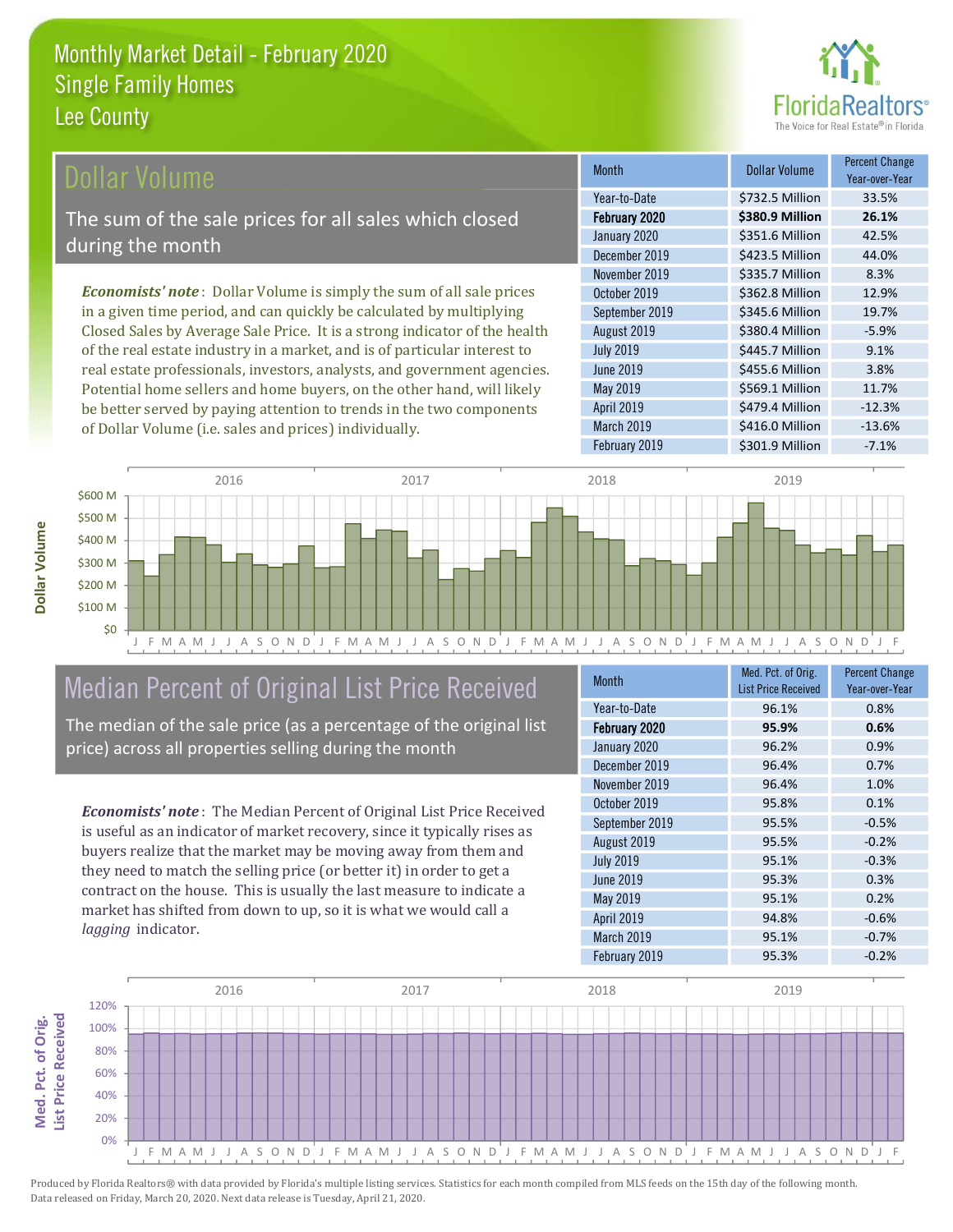# Monthly Market Detail - February 2020
## Single Family Homes
## Lee County

## Dollar Volume

The sum of the sale prices for all sales which closed during the month

***Economists' note***: Dollar Volume is simply the sum of all sale prices in a given time period, and can quickly be calculated by multiplying Closed Sales by Average Sale Price. It is a strong indicator of the health of the real estate industry in a market, and is of particular interest to real estate professionals, investors, analysts, and government agencies. Potential home sellers and home buyers, on the other hand, will likely be better served by paying attention to trends in the two components of Dollar Volume (i.e. sales and prices) individually.

| Month | Dollar Volume | Percent Change Year-over-Year |
|---|---|---|
| Year-to-Date | $732.5 Million | 33.5% |
| **February 2020** | **$380.9 Million** | **26.1%** |
| January 2020 | $351.6 Million | 42.5% |
| December 2019 | $423.5 Million | 44.0% |
| November 2019 | $335.7 Million | 8.3% |
| October 2019 | $362.8 Million | 12.9% |
| September 2019 | $345.6 Million | 19.7% |
| August 2019 | $380.4 Million | -5.9% |
| July 2019 | $445.7 Million | 9.1% |
| June 2019 | $455.6 Million | 3.8% |
| May 2019 | $569.1 Million | 11.7% |
| April 2019 | $479.4 Million | -12.3% |
| March 2019 | $416.0 Million | -13.6% |
| February 2019 | $301.9 Million | -7.1% |

## Median Percent of Original List Price Received

The median of the sale price (as a percentage of the original list price) across all properties selling during the month

***Economists' note***: The Median Percent of Original List Price Received is useful as an indicator of market recovery, since it typically rises as buyers realize that the market may be moving away from them and they need to match the selling price (or better it) in order to get a contract on the house. This is usually the last measure to indicate a market has shifted from down to up, so it is what we would call a *lagging* indicator.

| Month | Med. Pct. of Orig. List Price Received | Percent Change Year-over-Year |
|---|---|---|
| Year-to-Date | 96.1% | 0.8% |
| **February 2020** | **95.9%** | **0.6%** |
| January 2020 | 96.2% | 0.9% |
| December 2019 | 96.4% | 0.7% |
| November 2019 | 96.4% | 1.0% |
| October 2019 | 95.8% | 0.1% |
| September 2019 | 95.5% | -0.5% |
| August 2019 | 95.5% | -0.2% |
| July 2019 | 95.1% | -0.3% |
| June 2019 | 95.3% | 0.3% |
| May 2019 | 95.1% | 0.2% |
| April 2019 | 94.8% | -0.6% |
| March 2019 | 95.1% | -0.7% |
| February 2019 | 95.3% | -0.2% |

Produced by Florida Realtors® with data provided by Florida's multiple listing services. Statistics for each month compiled from MLS feeds on the 15th day of the following month. Data released on Friday, March 20, 2020. Next data release is Tuesday, April 21, 2020.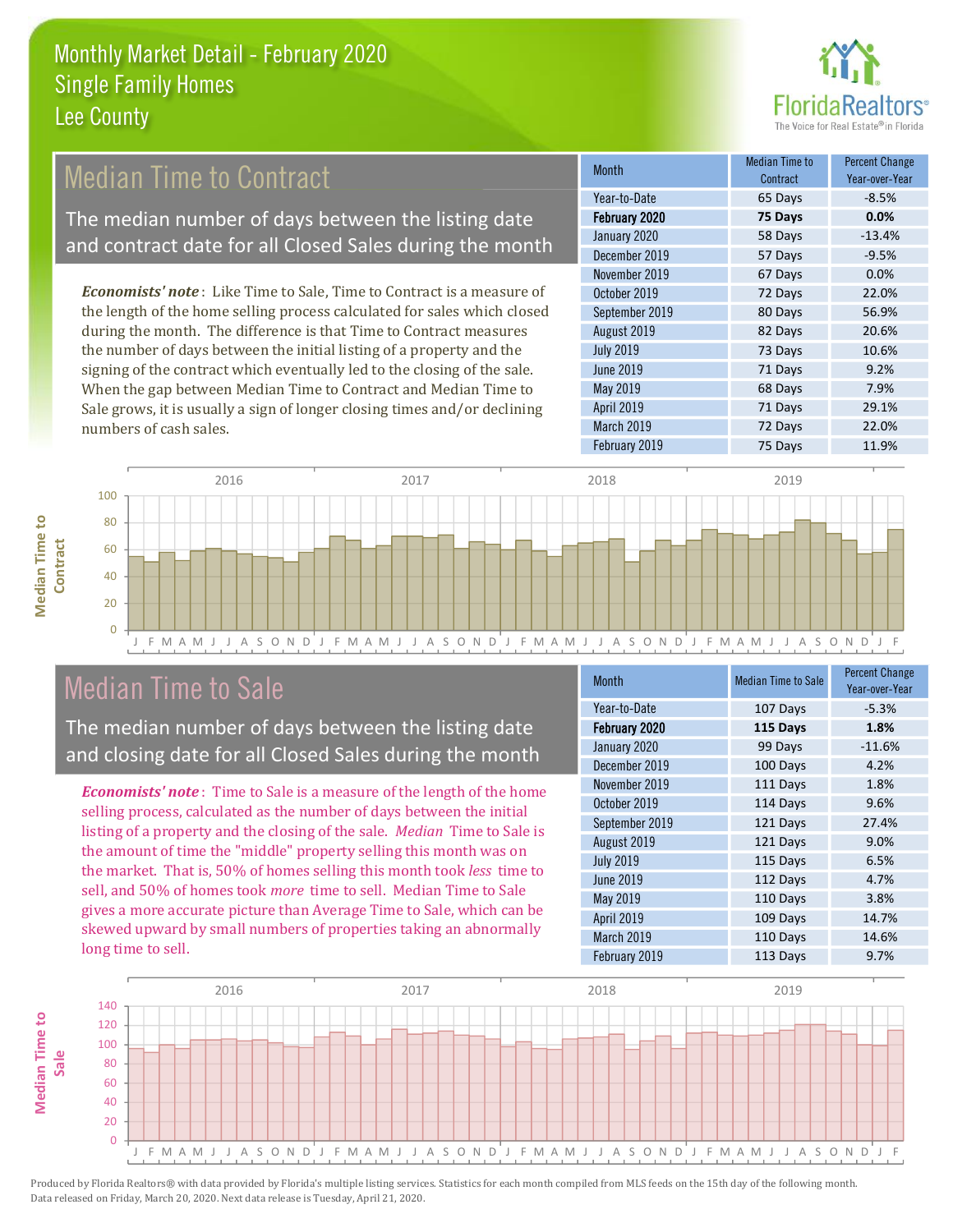# Monthly Market Detail - February 2020
## Single Family Homes
## Lee County

## Median Time to Contract

The median number of days between the listing date and contract date for all Closed Sales during the month

*Economists' note*: Like Time to Sale, Time to Contract is a measure of the length of the home selling process calculated for sales which closed during the month. The difference is that Time to Contract measures the number of days between the initial listing of a property and the signing of the contract which eventually led to the closing of the sale. When the gap between Median Time to Contract and Median Time to Sale grows, it is usually a sign of longer closing times and/or declining numbers of cash sales.

| Month | Median Time to Contract | Percent Change Year-over-Year |
|---|---|---|
| Year-to-Date | 65 Days | -8.5% |
| **February 2020** | **75 Days** | **0.0%** |
| January 2020 | 58 Days | -13.4% |
| December 2019 | 57 Days | -9.5% |
| November 2019 | 67 Days | 0.0% |
| October 2019 | 72 Days | 22.0% |
| September 2019 | 80 Days | 56.9% |
| August 2019 | 82 Days | 20.6% |
| July 2019 | 73 Days | 10.6% |
| June 2019 | 71 Days | 9.2% |
| May 2019 | 68 Days | 7.9% |
| April 2019 | 71 Days | 29.1% |
| March 2019 | 72 Days | 22.0% |
| February 2019 | 75 Days | 11.9% |

## Median Time to Sale

The median number of days between the listing date and closing date for all Closed Sales during the month

*Economists' note*: Time to Sale is a measure of the length of the home selling process, calculated as the number of days between the initial listing of a property and the closing of the sale. *Median* Time to Sale is the amount of time the "middle" property selling this month was on the market. That is, 50% of homes selling this month took *less* time to sell, and 50% of homes took *more* time to sell. Median Time to Sale gives a more accurate picture than Average Time to Sale, which can be skewed upward by small numbers of properties taking an abnormally long time to sell.

| Month | Median Time to Sale | Percent Change Year-over-Year |
|---|---|---|
| Year-to-Date | 107 Days | -5.3% |
| **February 2020** | **115 Days** | **1.8%** |
| January 2020 | 99 Days | -11.6% |
| December 2019 | 100 Days | 4.2% |
| November 2019 | 111 Days | 1.8% |
| October 2019 | 114 Days | 9.6% |
| September 2019 | 121 Days | 27.4% |
| August 2019 | 121 Days | 9.0% |
| July 2019 | 115 Days | 6.5% |
| June 2019 | 112 Days | 4.7% |
| May 2019 | 110 Days | 3.8% |
| April 2019 | 109 Days | 14.7% |
| March 2019 | 110 Days | 14.6% |
| February 2019 | 113 Days | 9.7% |

Produced by Florida Realtors® with data provided by Florida's multiple listing services. Statistics for each month compiled from MLS feeds on the 15th day of the following month. Data released on Friday, March 20, 2020. Next data release is Tuesday, April 21, 2020.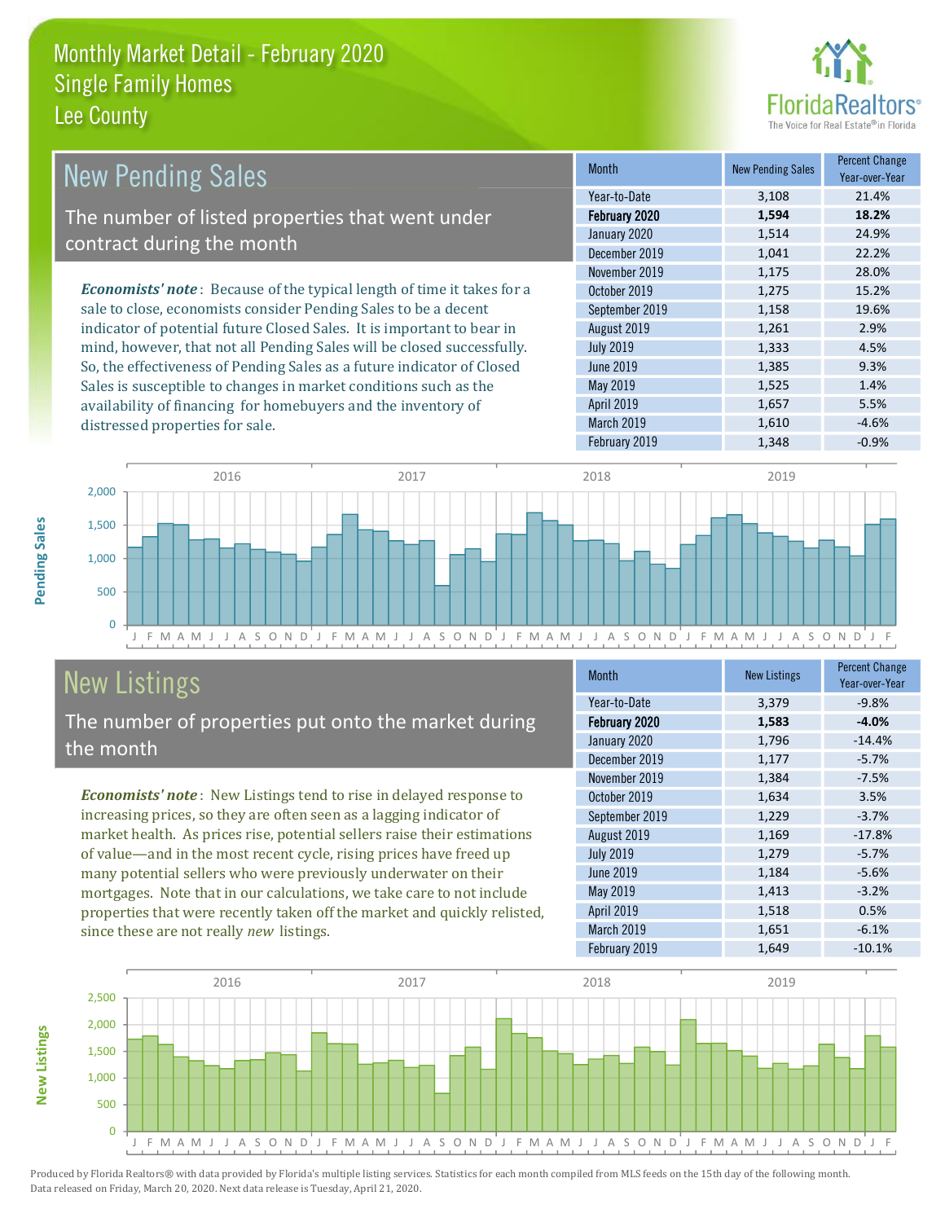# Monthly Market Detail - February 2020
## Single Family Homes
## Lee County

## New Pending Sales

The number of listed properties that went under contract during the month

***Economists' note***: Because of the typical length of time it takes for a sale to close, economists consider Pending Sales to be a decent indicator of potential future Closed Sales. It is important to bear in mind, however, that not all Pending Sales will be closed successfully. So, the effectiveness of Pending Sales as a future indicator of Closed Sales is susceptible to changes in market conditions such as the availability of financing for homebuyers and the inventory of distressed properties for sale.

| Month | New Pending Sales | Percent Change Year-over-Year |
|---|---|---|
| Year-to-Date | 3,108 | 21.4% |
| **February 2020** | **1,594** | **18.2%** |
| January 2020 | 1,514 | 24.9% |
| December 2019 | 1,041 | 22.2% |
| November 2019 | 1,175 | 28.0% |
| October 2019 | 1,275 | 15.2% |
| September 2019 | 1,158 | 19.6% |
| August 2019 | 1,261 | 2.9% |
| July 2019 | 1,333 | 4.5% |
| June 2019 | 1,385 | 9.3% |
| May 2019 | 1,525 | 1.4% |
| April 2019 | 1,657 | 5.5% |
| March 2019 | 1,610 | -4.6% |
| February 2019 | 1,348 | -0.9% |

## New Listings

The number of properties put onto the market during the month

***Economists' note***: New Listings tend to rise in delayed response to increasing prices, so they are often seen as a lagging indicator of market health. As prices rise, potential sellers raise their estimations of value—and in the most recent cycle, rising prices have freed up many potential sellers who were previously underwater on their mortgages. Note that in our calculations, we take care to not include properties that were recently taken off the market and quickly relisted, since these are not really *new* listings.

| Month | New Listings | Percent Change Year-over-Year |
|---|---|---|
| Year-to-Date | 3,379 | -9.8% |
| **February 2020** | **1,583** | **-4.0%** |
| January 2020 | 1,796 | -14.4% |
| December 2019 | 1,177 | -5.7% |
| November 2019 | 1,384 | -7.5% |
| October 2019 | 1,634 | 3.5% |
| September 2019 | 1,229 | -3.7% |
| August 2019 | 1,169 | -17.8% |
| July 2019 | 1,279 | -5.7% |
| June 2019 | 1,184 | -5.6% |
| May 2019 | 1,413 | -3.2% |
| April 2019 | 1,518 | 0.5% |
| March 2019 | 1,651 | -6.1% |
| February 2019 | 1,649 | -10.1% |

Produced by Florida Realtors® with data provided by Florida's multiple listing services. Statistics for each month compiled from MLS feeds on the 15th day of the following month. Data released on Friday, March 20, 2020. Next data release is Tuesday, April 21, 2020.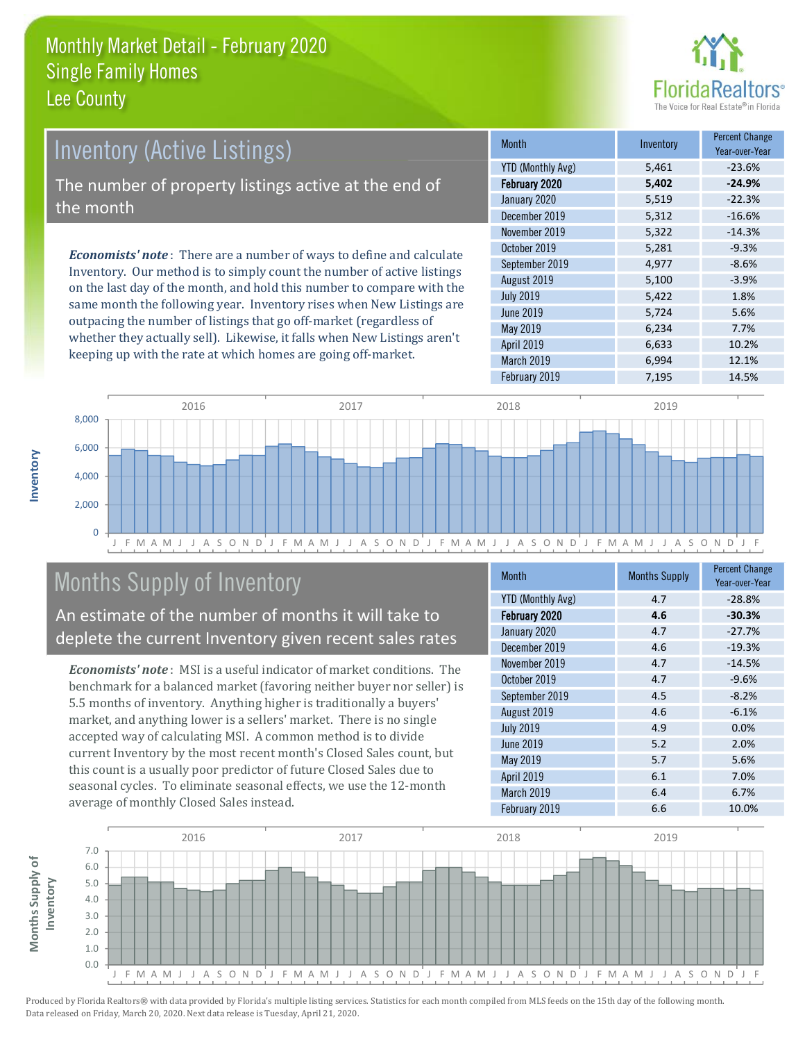# Monthly Market Detail - February 2020
## Single Family Homes
## Lee County

## Inventory (Active Listings)

The number of property listings active at the end of the month

***Economists' note***: There are a number of ways to define and calculate Inventory. Our method is to simply count the number of active listings on the last day of the month, and hold this number to compare with the same month the following year. Inventory rises when New Listings are outpacing the number of listings that go off-market (regardless of whether they actually sell). Likewise, it falls when New Listings aren't keeping up with the rate at which homes are going off-market.

| Month | Inventory | Percent Change Year-over-Year |
|---|---|---|
| YTD (Monthly Avg) | 5,461 | -23.6% |
| **February 2020** | **5,402** | **-24.9%** |
| January 2020 | 5,519 | -22.3% |
| December 2019 | 5,312 | -16.6% |
| November 2019 | 5,322 | -14.3% |
| October 2019 | 5,281 | -9.3% |
| September 2019 | 4,977 | -8.6% |
| August 2019 | 5,100 | -3.9% |
| July 2019 | 5,422 | 1.8% |
| June 2019 | 5,724 | 5.6% |
| May 2019 | 6,234 | 7.7% |
| April 2019 | 6,633 | 10.2% |
| March 2019 | 6,994 | 12.1% |
| February 2019 | 7,195 | 14.5% |

## Months Supply of Inventory

An estimate of the number of months it will take to deplete the current Inventory given recent sales rates

***Economists' note***: MSI is a useful indicator of market conditions. The benchmark for a balanced market (favoring neither buyer nor seller) is 5.5 months of inventory. Anything higher is traditionally a buyers' market, and anything lower is a sellers' market. There is no single accepted way of calculating MSI. A common method is to divide current Inventory by the most recent month's Closed Sales count, but this count is a usually poor predictor of future Closed Sales due to seasonal cycles. To eliminate seasonal effects, we use the 12-month average of monthly Closed Sales instead.

| Month | Months Supply | Percent Change Year-over-Year |
|---|---|---|
| YTD (Monthly Avg) | 4.7 | -28.8% |
| **February 2020** | **4.6** | **-30.3%** |
| January 2020 | 4.7 | -27.7% |
| December 2019 | 4.6 | -19.3% |
| November 2019 | 4.7 | -14.5% |
| October 2019 | 4.7 | -9.6% |
| September 2019 | 4.5 | -8.2% |
| August 2019 | 4.6 | -6.1% |
| July 2019 | 4.9 | 0.0% |
| June 2019 | 5.2 | 2.0% |
| May 2019 | 5.7 | 5.6% |
| April 2019 | 6.1 | 7.0% |
| March 2019 | 6.4 | 6.7% |
| February 2019 | 6.6 | 10.0% |

Produced by Florida Realtors® with data provided by Florida's multiple listing services. Statistics for each month compiled from MLS feeds on the 15th day of the following month. Data released on Friday, March 20, 2020. Next data release is Tuesday, April 21, 2020.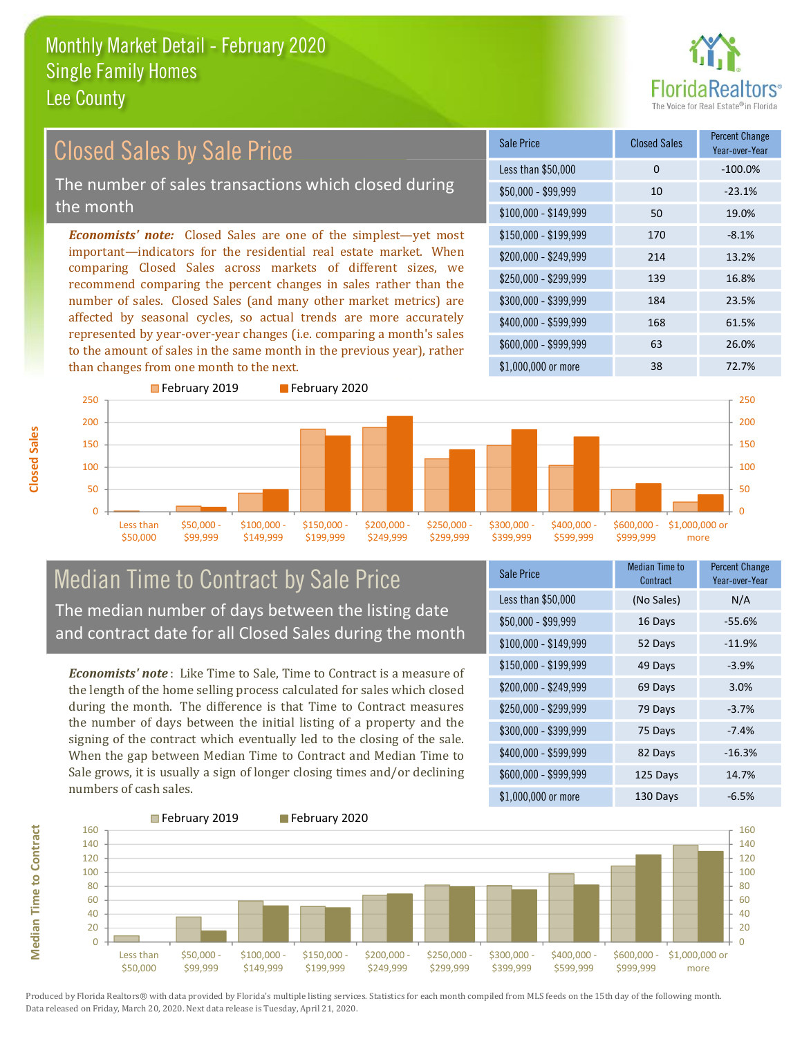# Monthly Market Detail - February 2020
## Single Family Homes
## Lee County

## Closed Sales by Sale Price

The number of sales transactions which closed during the month

***Economists' note:*** Closed Sales are one of the simplest—yet most important—indicators for the residential real estate market. When comparing Closed Sales across markets of different sizes, we recommend comparing the percent changes in sales rather than the number of sales. Closed Sales (and many other market metrics) are affected by seasonal cycles, so actual trends are more accurately represented by year-over-year changes (i.e. comparing a month's sales to the amount of sales in the same month in the previous year), rather than changes from one month to the next.

| Sale Price | Closed Sales | Percent Change Year-over-Year |
|---|---|---|
| Less than $50,000 | 0 | -100.0% |
| $50,000 - $99,999 | 10 | -23.1% |
| $100,000 - $149,999 | 50 | 19.0% |
| $150,000 - $199,999 | 170 | -8.1% |
| $200,000 - $249,999 | 214 | 13.2% |
| $250,000 - $299,999 | 139 | 16.8% |
| $300,000 - $399,999 | 184 | 23.5% |
| $400,000 - $599,999 | 168 | 61.5% |
| $600,000 - $999,999 | 63 | 26.0% |
| $1,000,000 or more | 38 | 72.7% |

## Median Time to Contract by Sale Price

The median number of days between the listing date and contract date for all Closed Sales during the month

***Economists' note*** : Like Time to Sale, Time to Contract is a measure of the length of the home selling process calculated for sales which closed during the month. The difference is that Time to Contract measures the number of days between the initial listing of a property and the signing of the contract which eventually led to the closing of the sale. When the gap between Median Time to Contract and Median Time to Sale grows, it is usually a sign of longer closing times and/or declining numbers of cash sales.

| Sale Price | Median Time to Contract | Percent Change Year-over-Year |
|---|---|---|
| Less than $50,000 | (No Sales) | N/A |
| $50,000 - $99,999 | 16 Days | -55.6% |
| $100,000 - $149,999 | 52 Days | -11.9% |
| $150,000 - $199,999 | 49 Days | -3.9% |
| $200,000 - $249,999 | 69 Days | 3.0% |
| $250,000 - $299,999 | 79 Days | -3.7% |
| $300,000 - $399,999 | 75 Days | -7.4% |
| $400,000 - $599,999 | 82 Days | -16.3% |
| $600,000 - $999,999 | 125 Days | 14.7% |
| $1,000,000 or more | 130 Days | -6.5% |

Produced by Florida Realtors® with data provided by Florida's multiple listing services. Statistics for each month compiled from MLS feeds on the 15th day of the following month. Data released on Friday, March 20, 2020. Next data release is Tuesday, April 21, 2020.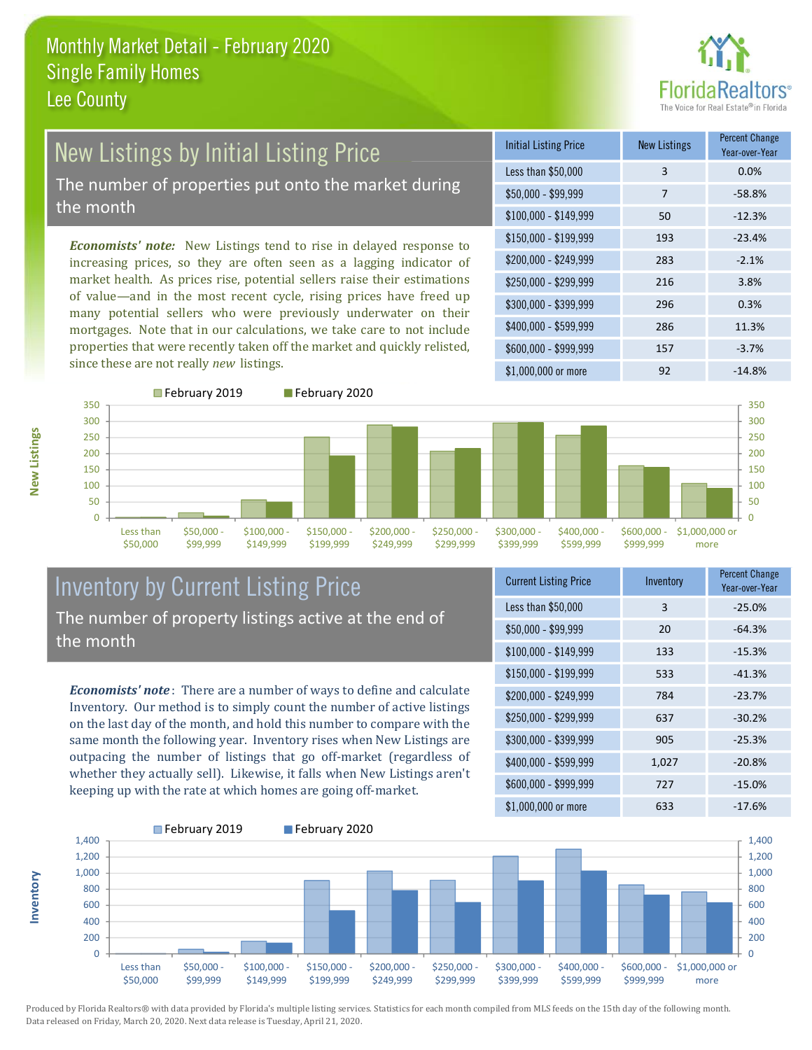# Monthly Market Detail - February 2020
## Single Family Homes
## Lee County

## New Listings by Initial Listing Price

The number of properties put onto the market during the month

*Economists' note:* New Listings tend to rise in delayed response to increasing prices, so they are often seen as a lagging indicator of market health. As prices rise, potential sellers raise their estimations of value—and in the most recent cycle, rising prices have freed up many potential sellers who were previously underwater on their mortgages. Note that in our calculations, we take care to not include properties that were recently taken off the market and quickly relisted, since these are not really *new* listings.

| Initial Listing Price | New Listings | Percent Change Year-over-Year |
|---|---|---|
| Less than $50,000 | 3 | 0.0% |
| $50,000 - $99,999 | 7 | -58.8% |
| $100,000 - $149,999 | 50 | -12.3% |
| $150,000 - $199,999 | 193 | -23.4% |
| $200,000 - $249,999 | 283 | -2.1% |
| $250,000 - $299,999 | 216 | 3.8% |
| $300,000 - $399,999 | 296 | 0.3% |
| $400,000 - $599,999 | 286 | 11.3% |
| $600,000 - $999,999 | 157 | -3.7% |
| $1,000,000 or more | 92 | -14.8% |

## Inventory by Current Listing Price

The number of property listings active at the end of the month

*Economists' note*: There are a number of ways to define and calculate Inventory. Our method is to simply count the number of active listings on the last day of the month, and hold this number to compare with the same month the following year. Inventory rises when New Listings are outpacing the number of listings that go off-market (regardless of whether they actually sell). Likewise, it falls when New Listings aren't keeping up with the rate at which homes are going off-market.

| Current Listing Price | Inventory | Percent Change Year-over-Year |
|---|---|---|
| Less than $50,000 | 3 | -25.0% |
| $50,000 - $99,999 | 20 | -64.3% |
| $100,000 - $149,999 | 133 | -15.3% |
| $150,000 - $199,999 | 533 | -41.3% |
| $200,000 - $249,999 | 784 | -23.7% |
| $250,000 - $299,999 | 637 | -30.2% |
| $300,000 - $399,999 | 905 | -25.3% |
| $400,000 - $599,999 | 1,027 | -20.8% |
| $600,000 - $999,999 | 727 | -15.0% |
| $1,000,000 or more | 633 | -17.6% |

Produced by Florida Realtors® with data provided by Florida's multiple listing services. Statistics for each month compiled from MLS feeds on the 15th day of the following month. Data released on Friday, March 20, 2020. Next data release is Tuesday, April 21, 2020.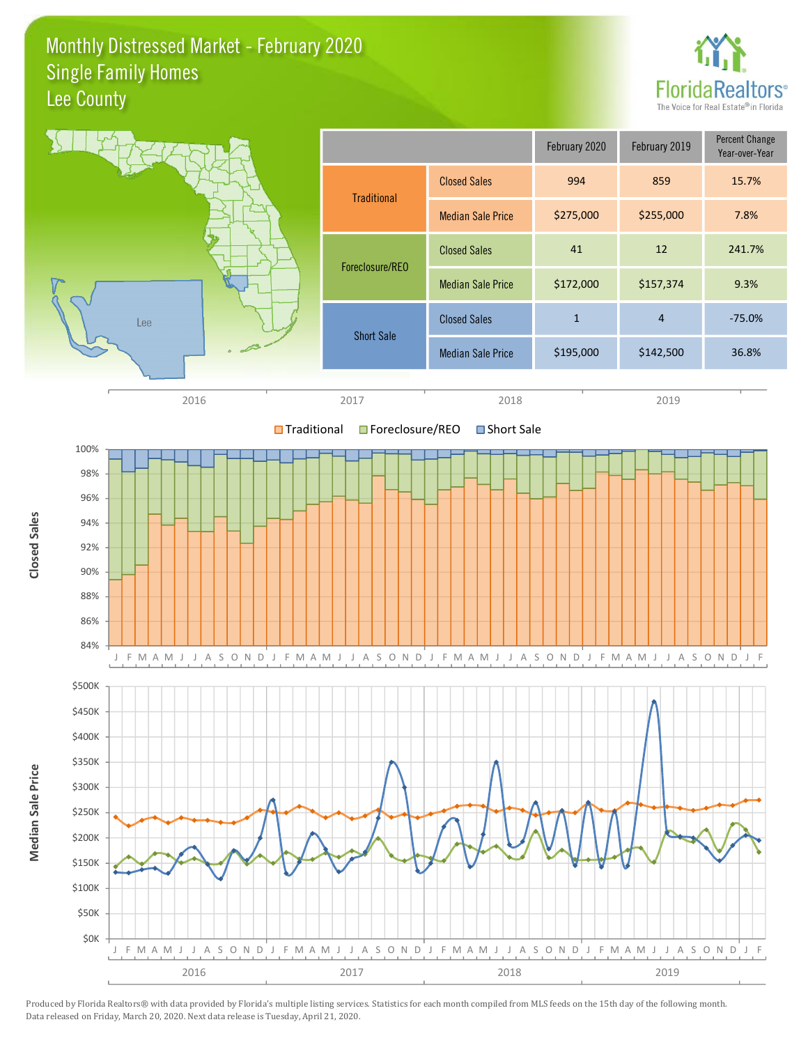# Monthly Distressed Market - February 2020
## Single Family Homes
## Lee County

| | | February 2020 | February 2019 | Percent Change Year-over-Year |
|---|---|---|---|---|
| Traditional | Closed Sales | 994 | 859 | 15.7% |
| | Median Sale Price | $275,000 | $255,000 | 7.8% |
| Foreclosure/REO | Closed Sales | 41 | 12 | 241.7% |
| | Median Sale Price | $172,000 | $157,374 | 9.3% |
| Short Sale | Closed Sales | 1 | 4 | -75.0% |
| | Median Sale Price | $195,000 | $142,500 | 36.8% |

Produced by Florida Realtors® with data provided by Florida's multiple listing services. Statistics for each month compiled from MLS feeds on the 15th day of the following month. Data released on Friday, March 20, 2020. Next data release is Tuesday, April 21, 2020.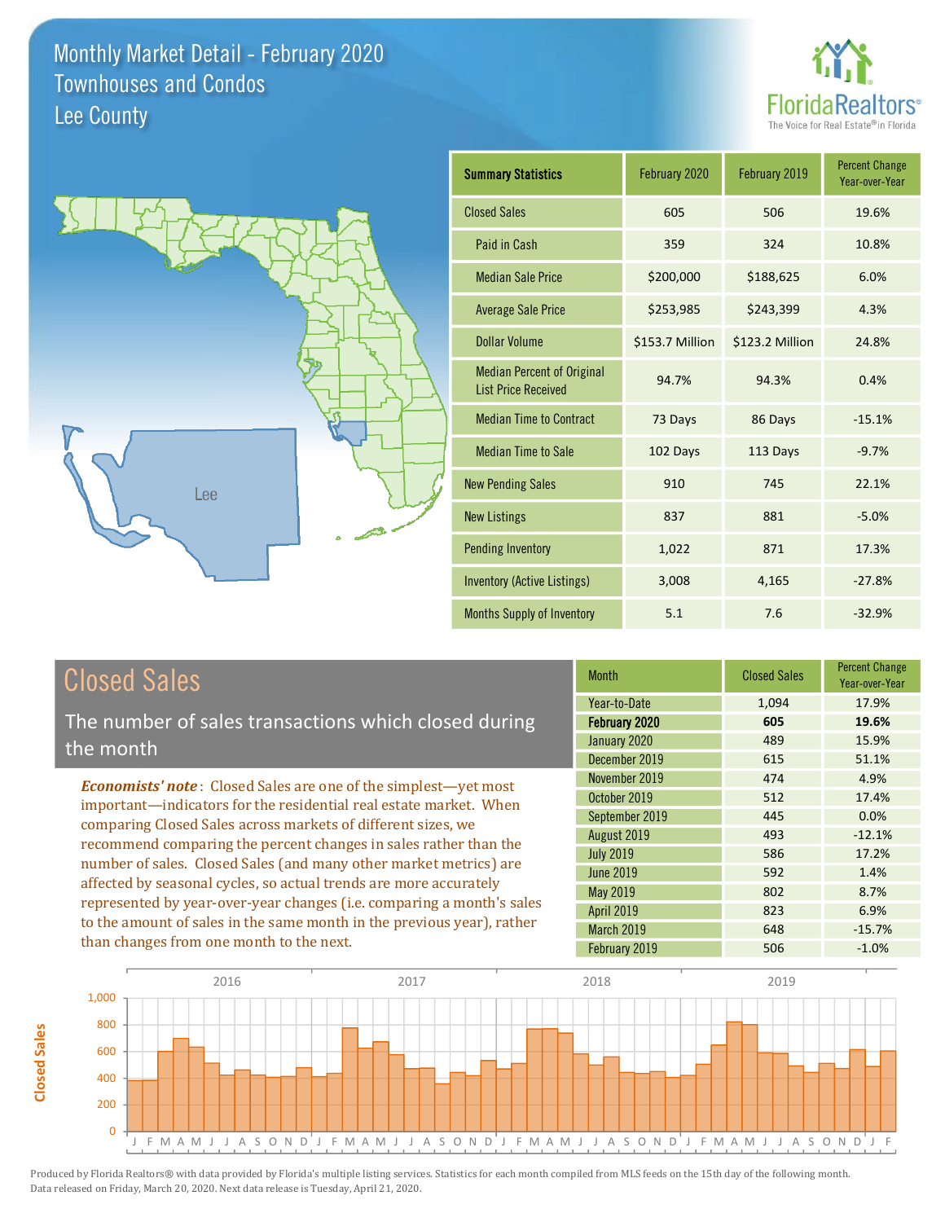# Monthly Market Detail - February 2020
## Townhouses and Condos
## Lee County

FloridaRealtors®
The Voice for Real Estate® in Florida

Lee

| Summary Statistics | February 2020 | February 2019 | Percent Change Year-over-Year |
|---|---|---|---|
| Closed Sales | 605 | 506 | 19.6% |
| Paid in Cash | 359 | 324 | 10.8% |
| Median Sale Price | $200,000 | $188,625 | 6.0% |
| Average Sale Price | $253,985 | $243,399 | 4.3% |
| Dollar Volume | $153.7 Million | $123.2 Million | 24.8% |
| Median Percent of Original List Price Received | 94.7% | 94.3% | 0.4% |
| Median Time to Contract | 73 Days | 86 Days | -15.1% |
| Median Time to Sale | 102 Days | 113 Days | -9.7% |
| New Pending Sales | 910 | 745 | 22.1% |
| New Listings | 837 | 881 | -5.0% |
| Pending Inventory | 1,022 | 871 | 17.3% |
| Inventory (Active Listings) | 3,008 | 4,165 | -27.8% |
| Months Supply of Inventory | 5.1 | 7.6 | -32.9% |

## Closed Sales

The number of sales transactions which closed during the month

*Economists' note*: Closed Sales are one of the simplest—yet most important—indicators for the residential real estate market. When comparing Closed Sales across markets of different sizes, we recommend comparing the percent changes in sales rather than the number of sales. Closed Sales (and many other market metrics) are affected by seasonal cycles, so actual trends are more accurately represented by year-over-year changes (i.e. comparing a month's sales to the amount of sales in the same month in the previous year), rather than changes from one month to the next.

| Month | Closed Sales | Percent Change Year-over-Year |
|---|---|---|
| Year-to-Date | 1,094 | 17.9% |
| **February 2020** | **605** | **19.6%** |
| January 2020 | 489 | 15.9% |
| December 2019 | 615 | 51.1% |
| November 2019 | 474 | 4.9% |
| October 2019 | 512 | 17.4% |
| September 2019 | 445 | 0.0% |
| August 2019 | 493 | -12.1% |
| July 2019 | 586 | 17.2% |
| June 2019 | 592 | 1.4% |
| May 2019 | 802 | 8.7% |
| April 2019 | 823 | 6.9% |
| March 2019 | 648 | -15.7% |
| February 2019 | 506 | -1.0% |

Produced by Florida Realtors® with data provided by Florida's multiple listing services. Statistics for each month compiled from MLS feeds on the 15th day of the following month. Data released on Friday, March 20, 2020. Next data release is Tuesday, April 21, 2020.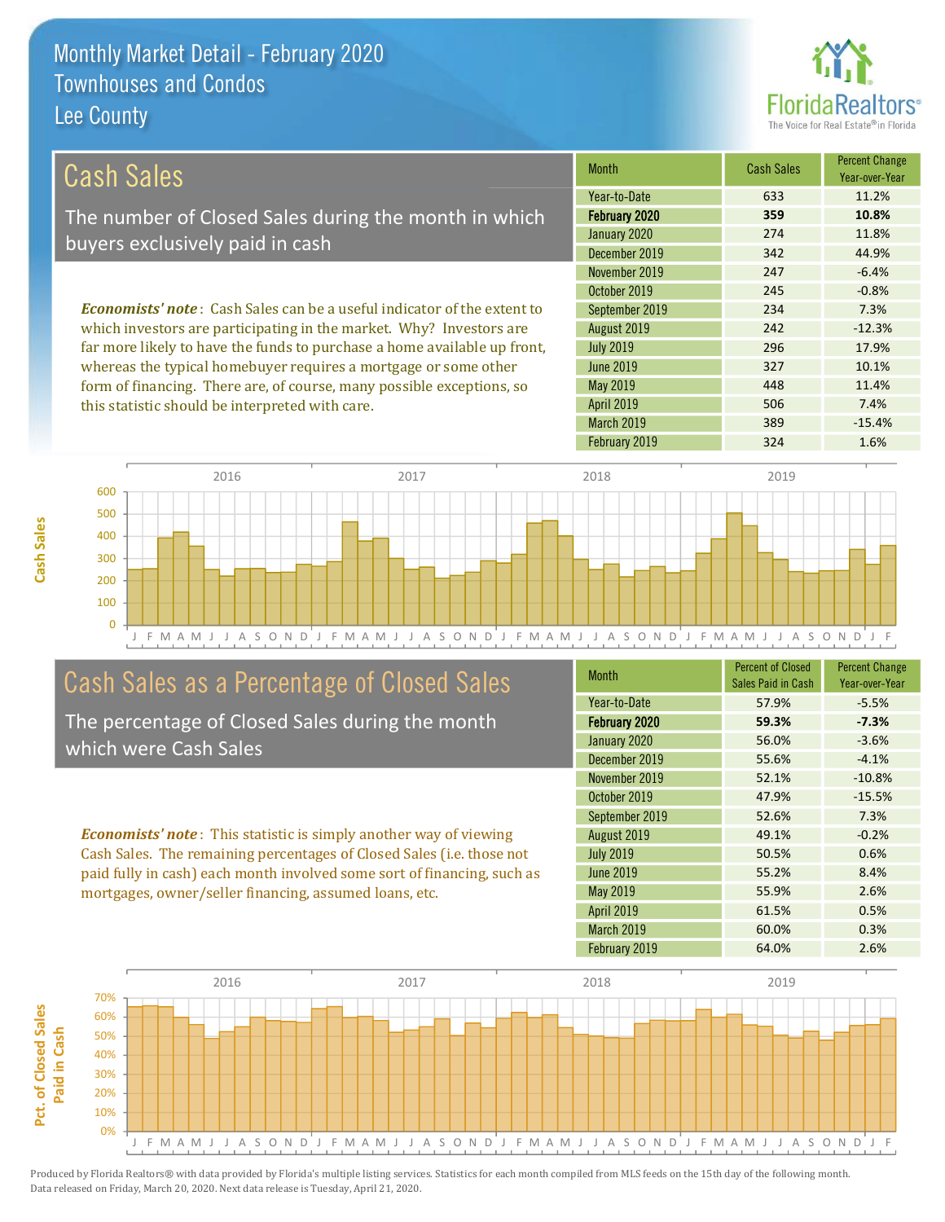# Monthly Market Detail - February 2020
## Townhouses and Condos
## Lee County

FloridaRealtors®
The Voice for Real Estate® in Florida

## Cash Sales

The number of Closed Sales during the month in which buyers exclusively paid in cash

*Economists' note*: Cash Sales can be a useful indicator of the extent to which investors are participating in the market. Why? Investors are far more likely to have the funds to purchase a home available up front, whereas the typical homebuyer requires a mortgage or some other form of financing. There are, of course, many possible exceptions, so this statistic should be interpreted with care.

| Month | Cash Sales | Percent Change Year-over-Year |
|---|---|---|
| Year-to-Date | 633 | 11.2% |
| **February 2020** | **359** | **10.8%** |
| January 2020 | 274 | 11.8% |
| December 2019 | 342 | 44.9% |
| November 2019 | 247 | -6.4% |
| October 2019 | 245 | -0.8% |
| September 2019 | 234 | 7.3% |
| August 2019 | 242 | -12.3% |
| July 2019 | 296 | 17.9% |
| June 2019 | 327 | 10.1% |
| May 2019 | 448 | 11.4% |
| April 2019 | 506 | 7.4% |
| March 2019 | 389 | -15.4% |
| February 2019 | 324 | 1.6% |

## Cash Sales as a Percentage of Closed Sales

The percentage of Closed Sales during the month which were Cash Sales

*Economists' note*: This statistic is simply another way of viewing Cash Sales. The remaining percentages of Closed Sales (i.e. those not paid fully in cash) each month involved some sort of financing, such as mortgages, owner/seller financing, assumed loans, etc.

| Month | Percent of Closed Sales Paid in Cash | Percent Change Year-over-Year |
|---|---|---|
| Year-to-Date | 57.9% | -5.5% |
| **February 2020** | **59.3%** | **-7.3%** |
| January 2020 | 56.0% | -3.6% |
| December 2019 | 55.6% | -4.1% |
| November 2019 | 52.1% | -10.8% |
| October 2019 | 47.9% | -15.5% |
| September 2019 | 52.6% | 7.3% |
| August 2019 | 49.1% | -0.2% |
| July 2019 | 50.5% | 0.6% |
| June 2019 | 55.2% | 8.4% |
| May 2019 | 55.9% | 2.6% |
| April 2019 | 61.5% | 0.5% |
| March 2019 | 60.0% | 0.3% |
| February 2019 | 64.0% | 2.6% |

Produced by Florida Realtors® with data provided by Florida's multiple listing services. Statistics for each month compiled from MLS feeds on the 15th day of the following month. Data released on Friday, March 20, 2020. Next data release is Tuesday, April 21, 2020.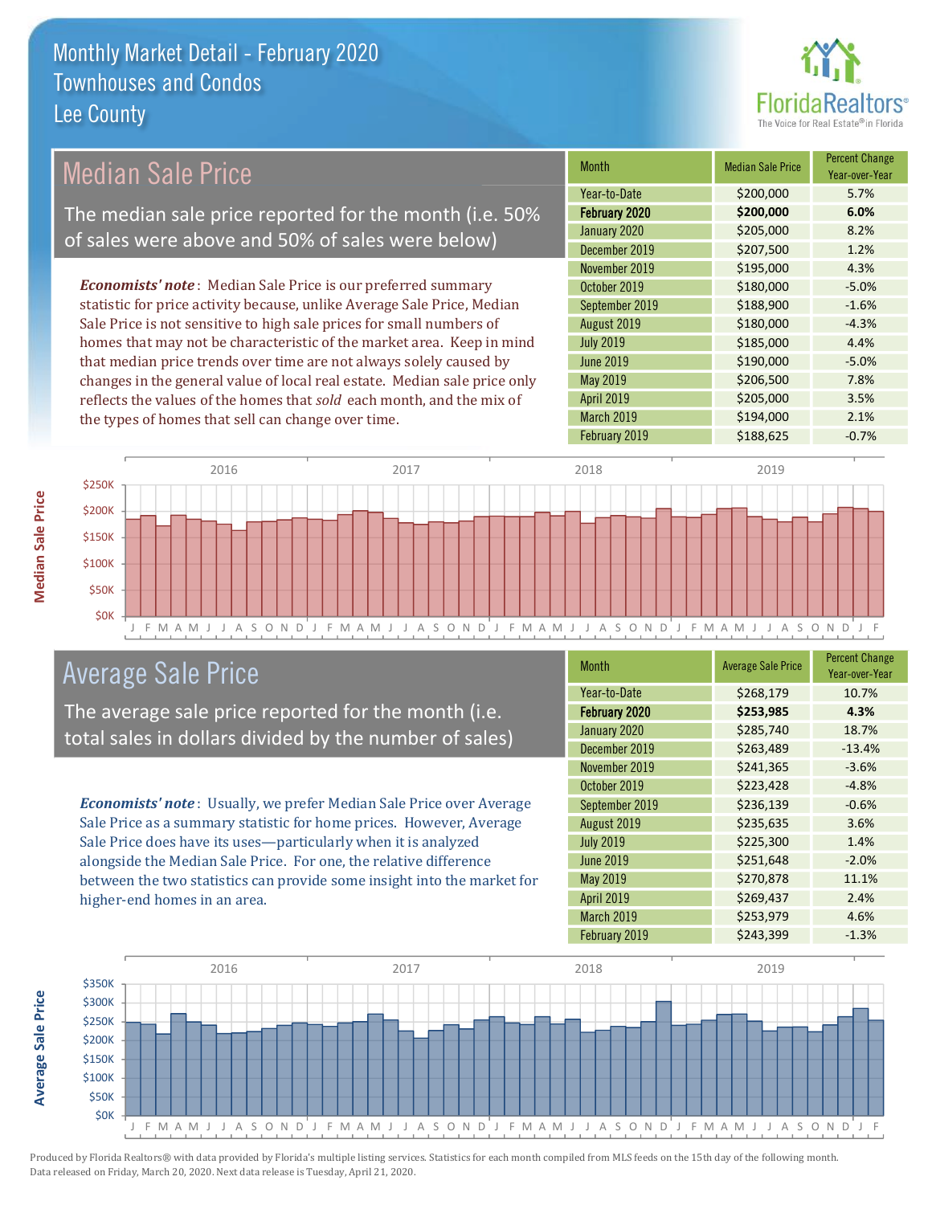# Monthly Market Detail - February 2020
## Townhouses and Condos
## Lee County

## Median Sale Price

The median sale price reported for the month (i.e. 50% of sales were above and 50% of sales were below)

*Economists' note*: Median Sale Price is our preferred summary statistic for price activity because, unlike Average Sale Price, Median Sale Price is not sensitive to high sale prices for small numbers of homes that may not be characteristic of the market area. Keep in mind that median price trends over time are not always solely caused by changes in the general value of local real estate. Median sale price only reflects the values of the homes that *sold* each month, and the mix of the types of homes that sell can change over time.

| Month | Median Sale Price | Percent Change Year-over-Year |
|---|---|---|
| Year-to-Date | $200,000 | 5.7% |
| **February 2020** | **$200,000** | **6.0%** |
| January 2020 | $205,000 | 8.2% |
| December 2019 | $207,500 | 1.2% |
| November 2019 | $195,000 | 4.3% |
| October 2019 | $180,000 | -5.0% |
| September 2019 | $188,900 | -1.6% |
| August 2019 | $180,000 | -4.3% |
| July 2019 | $185,000 | 4.4% |
| June 2019 | $190,000 | -5.0% |
| May 2019 | $206,500 | 7.8% |
| April 2019 | $205,000 | 3.5% |
| March 2019 | $194,000 | 2.1% |
| February 2019 | $188,625 | -0.7% |

## Average Sale Price

The average sale price reported for the month (i.e. total sales in dollars divided by the number of sales)

*Economists' note*: Usually, we prefer Median Sale Price over Average Sale Price as a summary statistic for home prices. However, Average Sale Price does have its uses—particularly when it is analyzed alongside the Median Sale Price. For one, the relative difference between the two statistics can provide some insight into the market for higher-end homes in an area.

| Month | Average Sale Price | Percent Change Year-over-Year |
|---|---|---|
| Year-to-Date | $268,179 | 10.7% |
| **February 2020** | **$253,985** | **4.3%** |
| January 2020 | $285,740 | 18.7% |
| December 2019 | $263,489 | -13.4% |
| November 2019 | $241,365 | -3.6% |
| October 2019 | $223,428 | -4.8% |
| September 2019 | $236,139 | -0.6% |
| August 2019 | $235,635 | 3.6% |
| July 2019 | $225,300 | 1.4% |
| June 2019 | $251,648 | -2.0% |
| May 2019 | $270,878 | 11.1% |
| April 2019 | $269,437 | 2.4% |
| March 2019 | $253,979 | 4.6% |
| February 2019 | $243,399 | -1.3% |

Produced by Florida Realtors® with data provided by Florida's multiple listing services. Statistics for each month compiled from MLS feeds on the 15th day of the following month. Data released on Friday, March 20, 2020. Next data release is Tuesday, April 21, 2020.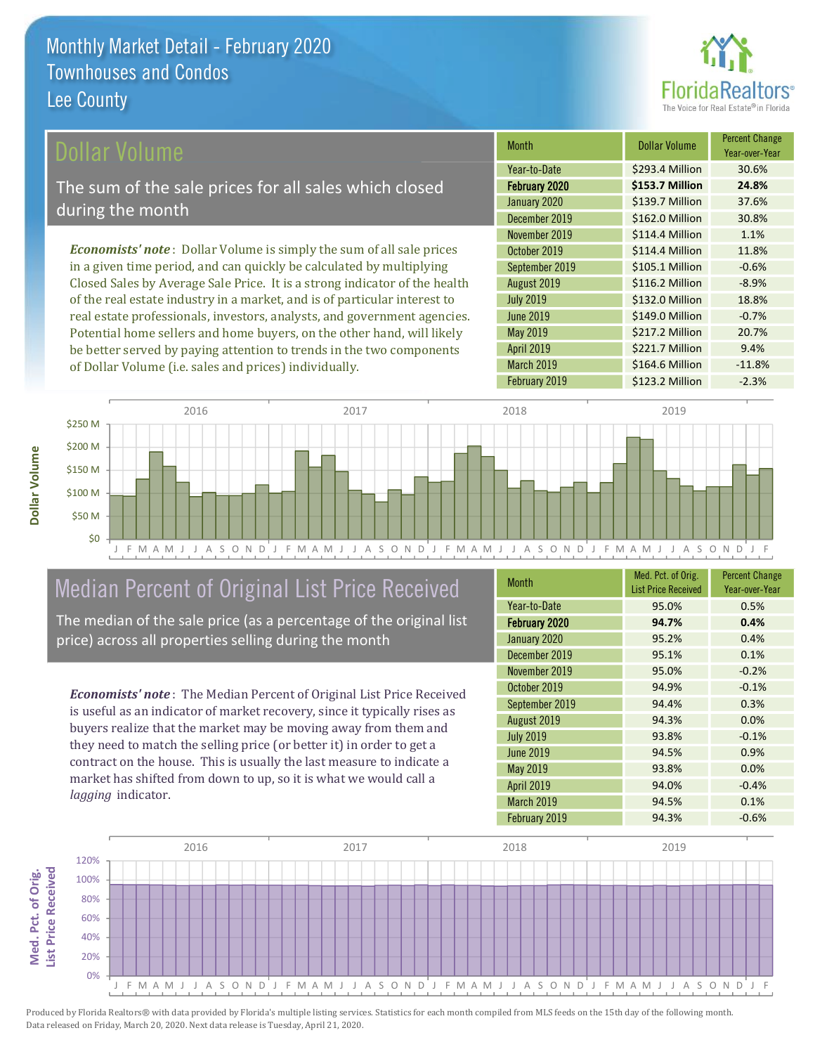# Monthly Market Detail - February 2020
## Townhouses and Condos
## Lee County

## Dollar Volume

The sum of the sale prices for all sales which closed during the month

*Economists' note*: Dollar Volume is simply the sum of all sale prices in a given time period, and can quickly be calculated by multiplying Closed Sales by Average Sale Price. It is a strong indicator of the health of the real estate industry in a market, and is of particular interest to real estate professionals, investors, analysts, and government agencies. Potential home sellers and home buyers, on the other hand, will likely be better served by paying attention to trends in the two components of Dollar Volume (i.e. sales and prices) individually.

| Month | Dollar Volume | Percent Change Year-over-Year |
|---|---|---|
| Year-to-Date | $293.4 Million | 30.6% |
| **February 2020** | **$153.7 Million** | **24.8%** |
| January 2020 | $139.7 Million | 37.6% |
| December 2019 | $162.0 Million | 30.8% |
| November 2019 | $114.4 Million | 1.1% |
| October 2019 | $114.4 Million | 11.8% |
| September 2019 | $105.1 Million | -0.6% |
| August 2019 | $116.2 Million | -8.9% |
| July 2019 | $132.0 Million | 18.8% |
| June 2019 | $149.0 Million | -0.7% |
| May 2019 | $217.2 Million | 20.7% |
| April 2019 | $221.7 Million | 9.4% |
| March 2019 | $164.6 Million | -11.8% |
| February 2019 | $123.2 Million | -2.3% |

## Median Percent of Original List Price Received

The median of the sale price (as a percentage of the original list price) across all properties selling during the month

*Economists' note*: The Median Percent of Original List Price Received is useful as an indicator of market recovery, since it typically rises as buyers realize that the market may be moving away from them and they need to match the selling price (or better it) in order to get a contract on the house. This is usually the last measure to indicate a market has shifted from down to up, so it is what we would call a *lagging* indicator.

| Month | Med. Pct. of Orig. List Price Received | Percent Change Year-over-Year |
|---|---|---|
| Year-to-Date | 95.0% | 0.5% |
| **February 2020** | **94.7%** | **0.4%** |
| January 2020 | 95.2% | 0.4% |
| December 2019 | 95.1% | 0.1% |
| November 2019 | 95.0% | -0.2% |
| October 2019 | 94.9% | -0.1% |
| September 2019 | 94.4% | 0.3% |
| August 2019 | 94.3% | 0.0% |
| July 2019 | 93.8% | -0.1% |
| June 2019 | 94.5% | 0.9% |
| May 2019 | 93.8% | 0.0% |
| April 2019 | 94.0% | -0.4% |
| March 2019 | 94.5% | 0.1% |
| February 2019 | 94.3% | -0.6% |

Produced by Florida Realtors® with data provided by Florida's multiple listing services. Statistics for each month compiled from MLS feeds on the 15th day of the following month. Data released on Friday, March 20, 2020. Next data release is Tuesday, April 21, 2020.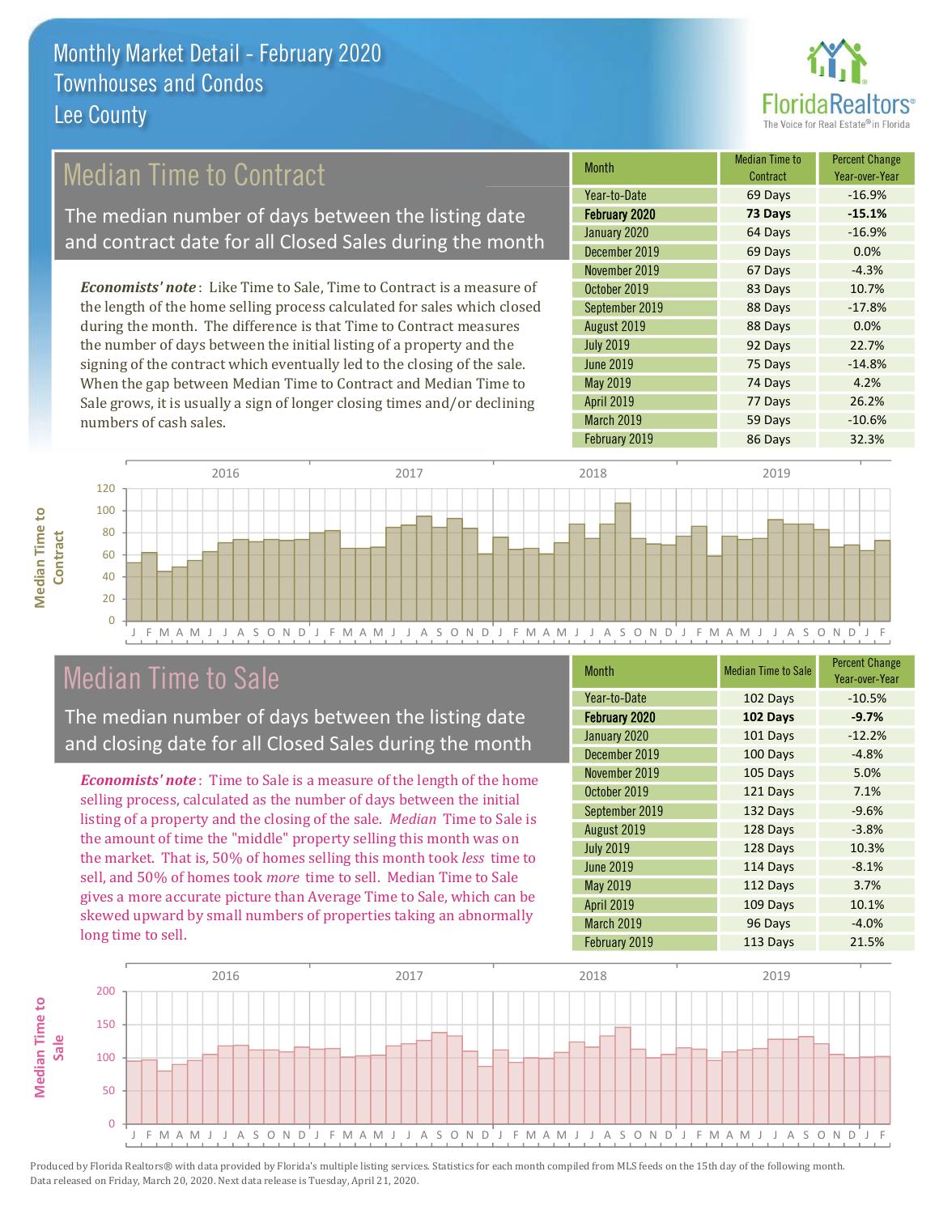# Monthly Market Detail - February 2020
## Townhouses and Condos
## Lee County

## Median Time to Contract

The median number of days between the listing date and contract date for all Closed Sales during the month

***Economists' note***: Like Time to Sale, Time to Contract is a measure of the length of the home selling process calculated for sales which closed during the month. The difference is that Time to Contract measures the number of days between the initial listing of a property and the signing of the contract which eventually led to the closing of the sale. When the gap between Median Time to Contract and Median Time to Sale grows, it is usually a sign of longer closing times and/or declining numbers of cash sales.

| Month | Median Time to Contract | Percent Change Year-over-Year |
|---|---|---|
| Year-to-Date | 69 Days | -16.9% |
| **February 2020** | **73 Days** | **-15.1%** |
| January 2020 | 64 Days | -16.9% |
| December 2019 | 69 Days | 0.0% |
| November 2019 | 67 Days | -4.3% |
| October 2019 | 83 Days | 10.7% |
| September 2019 | 88 Days | -17.8% |
| August 2019 | 88 Days | 0.0% |
| July 2019 | 92 Days | 22.7% |
| June 2019 | 75 Days | -14.8% |
| May 2019 | 74 Days | 4.2% |
| April 2019 | 77 Days | 26.2% |
| March 2019 | 59 Days | -10.6% |
| February 2019 | 86 Days | 32.3% |

## Median Time to Sale

The median number of days between the listing date and closing date for all Closed Sales during the month

***Economists' note***: Time to Sale is a measure of the length of the home selling process, calculated as the number of days between the initial listing of a property and the closing of the sale. *Median* Time to Sale is the amount of time the "middle" property selling this month was on the market. That is, 50% of homes selling this month took *less* time to sell, and 50% of homes took *more* time to sell. Median Time to Sale gives a more accurate picture than Average Time to Sale, which can be skewed upward by small numbers of properties taking an abnormally long time to sell.

| Month | Median Time to Sale | Percent Change Year-over-Year |
|---|---|---|
| Year-to-Date | 102 Days | -10.5% |
| **February 2020** | **102 Days** | **-9.7%** |
| January 2020 | 101 Days | -12.2% |
| December 2019 | 100 Days | -4.8% |
| November 2019 | 105 Days | 5.0% |
| October 2019 | 121 Days | 7.1% |
| September 2019 | 132 Days | -9.6% |
| August 2019 | 128 Days | -3.8% |
| July 2019 | 128 Days | 10.3% |
| June 2019 | 114 Days | -8.1% |
| May 2019 | 112 Days | 3.7% |
| April 2019 | 109 Days | 10.1% |
| March 2019 | 96 Days | -4.0% |
| February 2019 | 113 Days | 21.5% |

Produced by Florida Realtors® with data provided by Florida's multiple listing services. Statistics for each month compiled from MLS feeds on the 15th day of the following month. Data released on Friday, March 20, 2020. Next data release is Tuesday, April 21, 2020.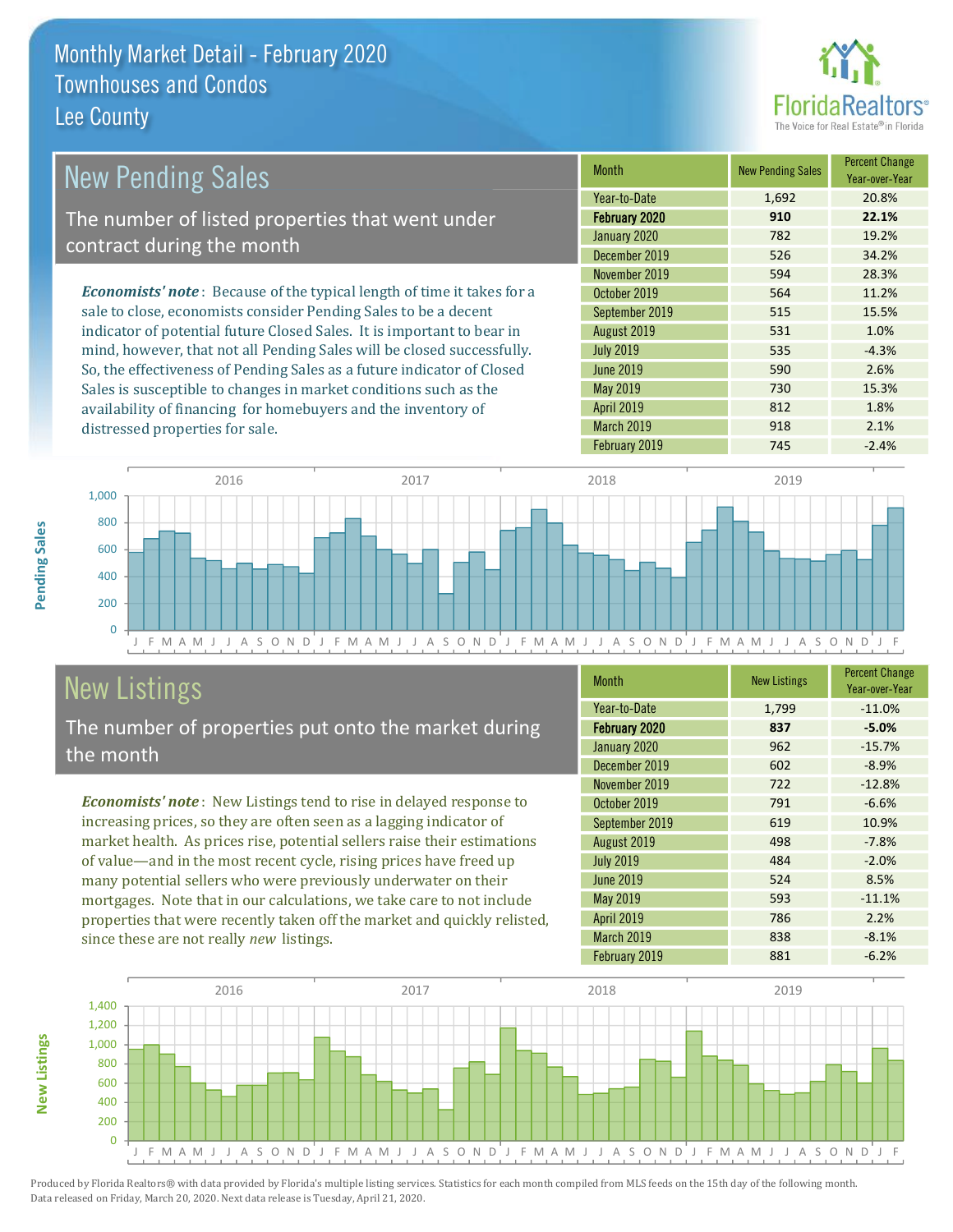# Monthly Market Detail - February 2020
## Townhouses and Condos
## Lee County

## New Pending Sales

The number of listed properties that went under contract during the month

***Economists' note***: Because of the typical length of time it takes for a sale to close, economists consider Pending Sales to be a decent indicator of potential future Closed Sales. It is important to bear in mind, however, that not all Pending Sales will be closed successfully. So, the effectiveness of Pending Sales as a future indicator of Closed Sales is susceptible to changes in market conditions such as the availability of financing for homebuyers and the inventory of distressed properties for sale.

| Month | New Pending Sales | Percent Change Year-over-Year |
|---|---|---|
| Year-to-Date | 1,692 | 20.8% |
| **February 2020** | **910** | **22.1%** |
| January 2020 | 782 | 19.2% |
| December 2019 | 526 | 34.2% |
| November 2019 | 594 | 28.3% |
| October 2019 | 564 | 11.2% |
| September 2019 | 515 | 15.5% |
| August 2019 | 531 | 1.0% |
| July 2019 | 535 | -4.3% |
| June 2019 | 590 | 2.6% |
| May 2019 | 730 | 15.3% |
| April 2019 | 812 | 1.8% |
| March 2019 | 918 | 2.1% |
| February 2019 | 745 | -2.4% |

## New Listings

The number of properties put onto the market during the month

***Economists' note***: New Listings tend to rise in delayed response to increasing prices, so they are often seen as a lagging indicator of market health. As prices rise, potential sellers raise their estimations of value—and in the most recent cycle, rising prices have freed up many potential sellers who were previously underwater on their mortgages. Note that in our calculations, we take care to not include properties that were recently taken off the market and quickly relisted, since these are not really *new* listings.

| Month | New Listings | Percent Change Year-over-Year |
|---|---|---|
| Year-to-Date | 1,799 | -11.0% |
| **February 2020** | **837** | **-5.0%** |
| January 2020 | 962 | -15.7% |
| December 2019 | 602 | -8.9% |
| November 2019 | 722 | -12.8% |
| October 2019 | 791 | -6.6% |
| September 2019 | 619 | 10.9% |
| August 2019 | 498 | -7.8% |
| July 2019 | 484 | -2.0% |
| June 2019 | 524 | 8.5% |
| May 2019 | 593 | -11.1% |
| April 2019 | 786 | 2.2% |
| March 2019 | 838 | -8.1% |
| February 2019 | 881 | -6.2% |

Produced by Florida Realtors® with data provided by Florida's multiple listing services. Statistics for each month compiled from MLS feeds on the 15th day of the following month. Data released on Friday, March 20, 2020. Next data release is Tuesday, April 21, 2020.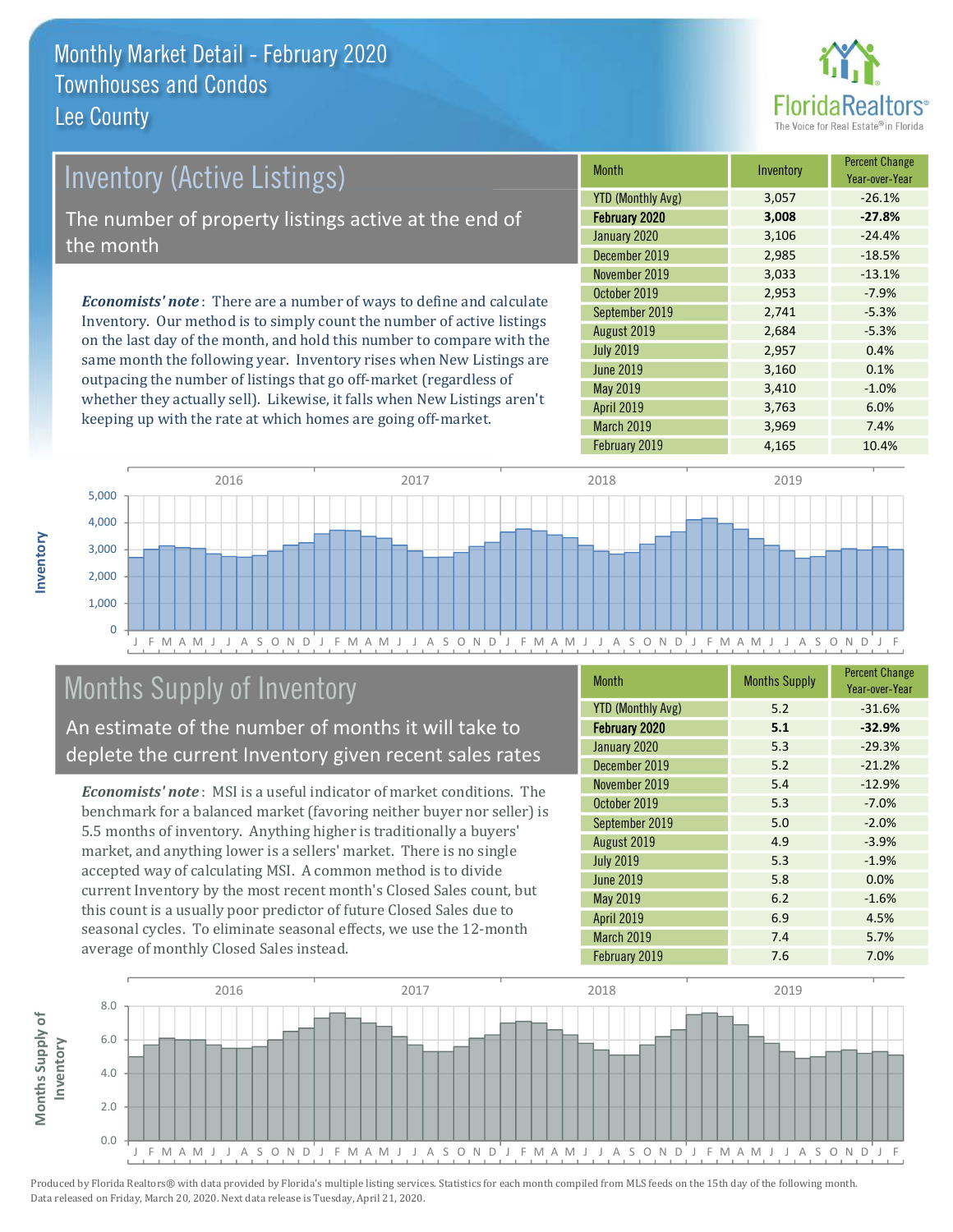# Monthly Market Detail - February 2020
## Townhouses and Condos
## Lee County

## Inventory (Active Listings)

The number of property listings active at the end of the month

*Economists' note*: There are a number of ways to define and calculate Inventory. Our method is to simply count the number of active listings on the last day of the month, and hold this number to compare with the same month the following year. Inventory rises when New Listings are outpacing the number of listings that go off-market (regardless of whether they actually sell). Likewise, it falls when New Listings aren't keeping up with the rate at which homes are going off-market.

| Month | Inventory | Percent Change Year-over-Year |
|---|---|---|
| YTD (Monthly Avg) | 3,057 | -26.1% |
| **February 2020** | **3,008** | **-27.8%** |
| January 2020 | 3,106 | -24.4% |
| December 2019 | 2,985 | -18.5% |
| November 2019 | 3,033 | -13.1% |
| October 2019 | 2,953 | -7.9% |
| September 2019 | 2,741 | -5.3% |
| August 2019 | 2,684 | -5.3% |
| July 2019 | 2,957 | 0.4% |
| June 2019 | 3,160 | 0.1% |
| May 2019 | 3,410 | -1.0% |
| April 2019 | 3,763 | 6.0% |
| March 2019 | 3,969 | 7.4% |
| February 2019 | 4,165 | 10.4% |

## Months Supply of Inventory

An estimate of the number of months it will take to deplete the current Inventory given recent sales rates

*Economists' note*: MSI is a useful indicator of market conditions. The benchmark for a balanced market (favoring neither buyer nor seller) is 5.5 months of inventory. Anything higher is traditionally a buyers' market, and anything lower is a sellers' market. There is no single accepted way of calculating MSI. A common method is to divide current Inventory by the most recent month's Closed Sales count, but this count is a usually poor predictor of future Closed Sales due to seasonal cycles. To eliminate seasonal effects, we use the 12-month average of monthly Closed Sales instead.

| Month | Months Supply | Percent Change Year-over-Year |
|---|---|---|
| YTD (Monthly Avg) | 5.2 | -31.6% |
| **February 2020** | **5.1** | **-32.9%** |
| January 2020 | 5.3 | -29.3% |
| December 2019 | 5.2 | -21.2% |
| November 2019 | 5.4 | -12.9% |
| October 2019 | 5.3 | -7.0% |
| September 2019 | 5.0 | -2.0% |
| August 2019 | 4.9 | -3.9% |
| July 2019 | 5.3 | -1.9% |
| June 2019 | 5.8 | 0.0% |
| May 2019 | 6.2 | -1.6% |
| April 2019 | 6.9 | 4.5% |
| March 2019 | 7.4 | 5.7% |
| February 2019 | 7.6 | 7.0% |

Produced by Florida Realtors® with data provided by Florida's multiple listing services. Statistics for each month compiled from MLS feeds on the 15th day of the following month. Data released on Friday, March 20, 2020. Next data release is Tuesday, April 21, 2020.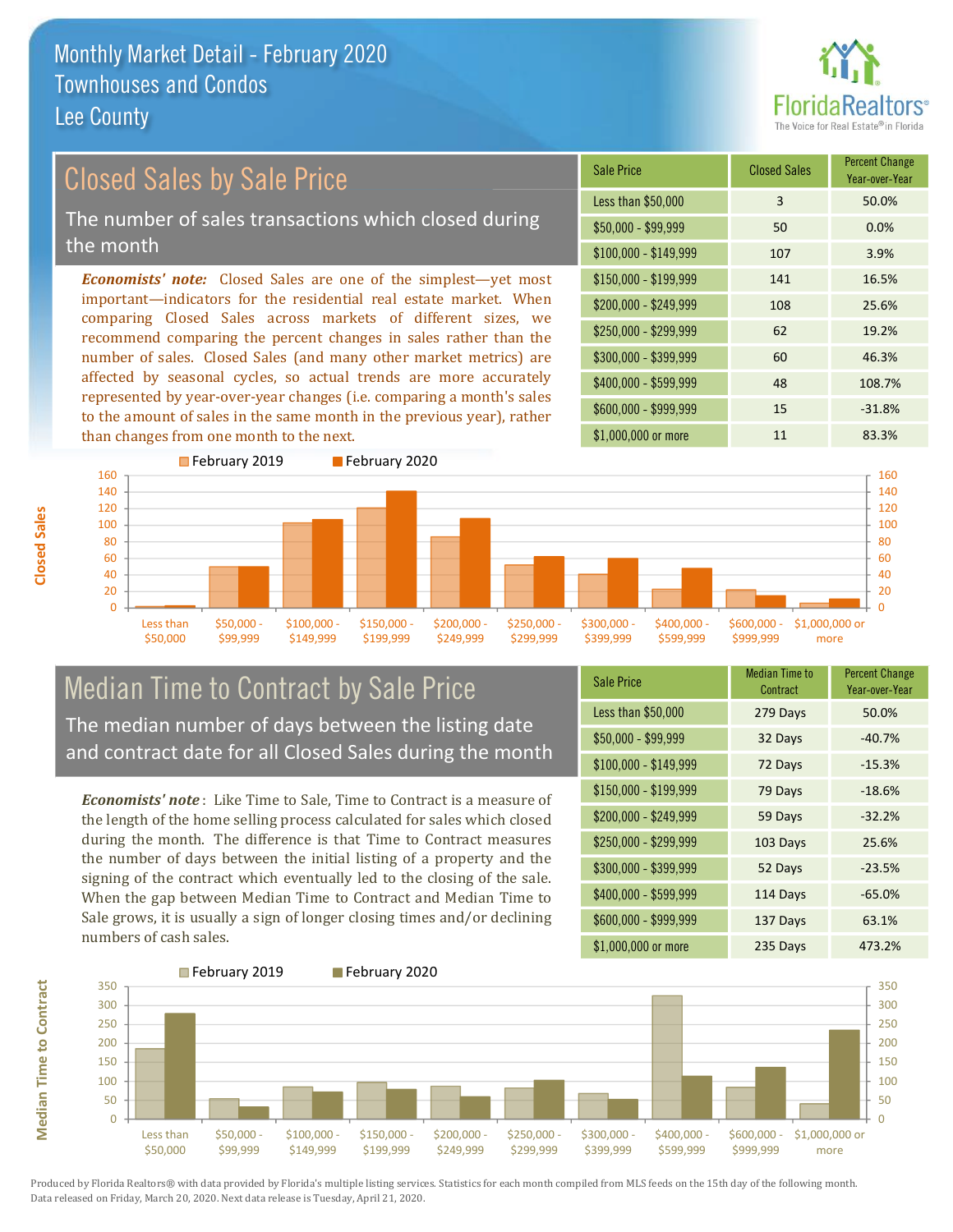# Monthly Market Detail - February 2020
## Townhouses and Condos
## Lee County

## Closed Sales by Sale Price

The number of sales transactions which closed during the month

***Economists' note:*** Closed Sales are one of the simplest—yet most important—indicators for the residential real estate market. When comparing Closed Sales across markets of different sizes, we recommend comparing the percent changes in sales rather than the number of sales. Closed Sales (and many other market metrics) are affected by seasonal cycles, so actual trends are more accurately represented by year-over-year changes (i.e. comparing a month's sales to the amount of sales in the same month in the previous year), rather than changes from one month to the next.

| Sale Price | Closed Sales | Percent Change Year-over-Year |
|---|---|---|
| Less than $50,000 | 3 | 50.0% |
| $50,000 - $99,999 | 50 | 0.0% |
| $100,000 - $149,999 | 107 | 3.9% |
| $150,000 - $199,999 | 141 | 16.5% |
| $200,000 - $249,999 | 108 | 25.6% |
| $250,000 - $299,999 | 62 | 19.2% |
| $300,000 - $399,999 | 60 | 46.3% |
| $400,000 - $599,999 | 48 | 108.7% |
| $600,000 - $999,999 | 15 | -31.8% |
| $1,000,000 or more | 11 | 83.3% |

## Median Time to Contract by Sale Price

The median number of days between the listing date and contract date for all Closed Sales during the month

***Economists' note*** : Like Time to Sale, Time to Contract is a measure of the length of the home selling process calculated for sales which closed during the month. The difference is that Time to Contract measures the number of days between the initial listing of a property and the signing of the contract which eventually led to the closing of the sale. When the gap between Median Time to Contract and Median Time to Sale grows, it is usually a sign of longer closing times and/or declining numbers of cash sales.

| Sale Price | Median Time to Contract | Percent Change Year-over-Year |
|---|---|---|
| Less than $50,000 | 279 Days | 50.0% |
| $50,000 - $99,999 | 32 Days | -40.7% |
| $100,000 - $149,999 | 72 Days | -15.3% |
| $150,000 - $199,999 | 79 Days | -18.6% |
| $200,000 - $249,999 | 59 Days | -32.2% |
| $250,000 - $299,999 | 103 Days | 25.6% |
| $300,000 - $399,999 | 52 Days | -23.5% |
| $400,000 - $599,999 | 114 Days | -65.0% |
| $600,000 - $999,999 | 137 Days | 63.1% |
| $1,000,000 or more | 235 Days | 473.2% |

Produced by Florida Realtors® with data provided by Florida's multiple listing services. Statistics for each month compiled from MLS feeds on the 15th day of the following month. Data released on Friday, March 20, 2020. Next data release is Tuesday, April 21, 2020.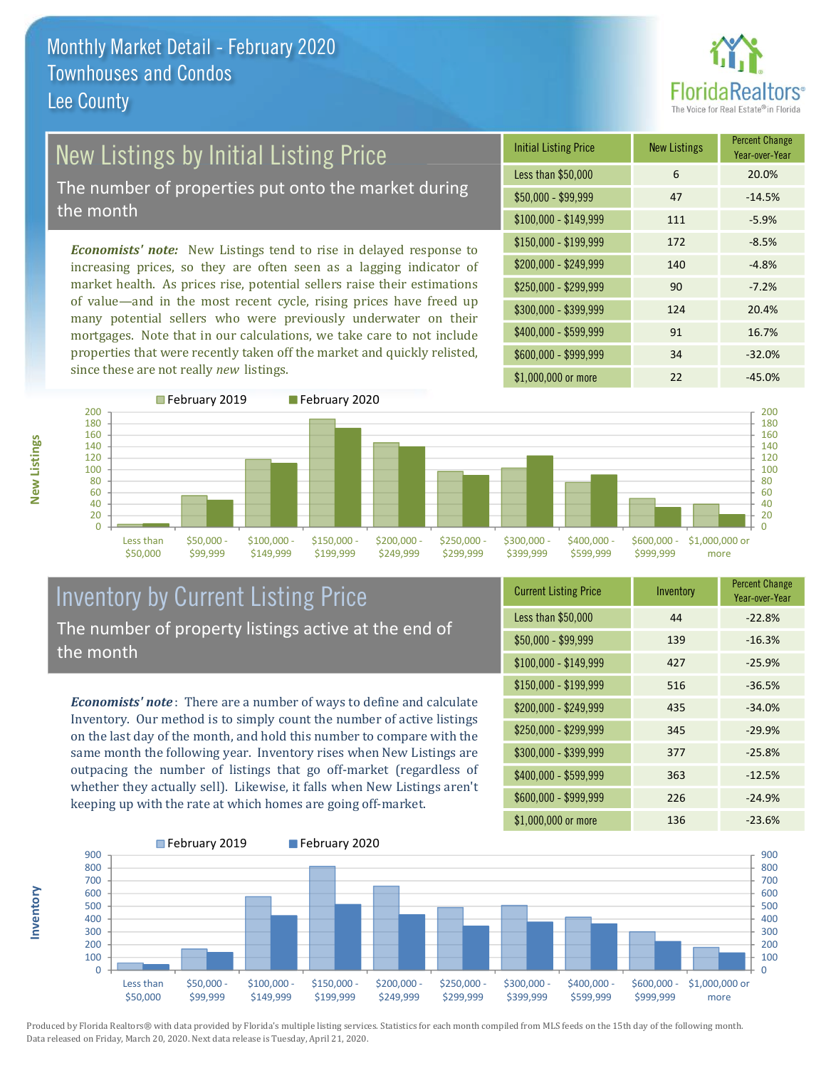# Monthly Market Detail - February 2020
## Townhouses and Condos
## Lee County

## New Listings by Initial Listing Price

The number of properties put onto the market during the month

*Economists' note:* New Listings tend to rise in delayed response to increasing prices, so they are often seen as a lagging indicator of market health. As prices rise, potential sellers raise their estimations of value—and in the most recent cycle, rising prices have freed up many potential sellers who were previously underwater on their mortgages. Note that in our calculations, we take care to not include properties that were recently taken off the market and quickly relisted, since these are not really *new* listings.

| Initial Listing Price | New Listings | Percent Change Year-over-Year |
|---|---|---|
| Less than $50,000 | 6 | 20.0% |
| $50,000 - $99,999 | 47 | -14.5% |
| $100,000 - $149,999 | 111 | -5.9% |
| $150,000 - $199,999 | 172 | -8.5% |
| $200,000 - $249,999 | 140 | -4.8% |
| $250,000 - $299,999 | 90 | -7.2% |
| $300,000 - $399,999 | 124 | 20.4% |
| $400,000 - $599,999 | 91 | 16.7% |
| $600,000 - $999,999 | 34 | -32.0% |
| $1,000,000 or more | 22 | -45.0% |

## Inventory by Current Listing Price

The number of property listings active at the end of the month

***Economists' note***: There are a number of ways to define and calculate Inventory. Our method is to simply count the number of active listings on the last day of the month, and hold this number to compare with the same month the following year. Inventory rises when New Listings are outpacing the number of listings that go off-market (regardless of whether they actually sell). Likewise, it falls when New Listings aren't keeping up with the rate at which homes are going off-market.

| Current Listing Price | Inventory | Percent Change Year-over-Year |
|---|---|---|
| Less than $50,000 | 44 | -22.8% |
| $50,000 - $99,999 | 139 | -16.3% |
| $100,000 - $149,999 | 427 | -25.9% |
| $150,000 - $199,999 | 516 | -36.5% |
| $200,000 - $249,999 | 435 | -34.0% |
| $250,000 - $299,999 | 345 | -29.9% |
| $300,000 - $399,999 | 377 | -25.8% |
| $400,000 - $599,999 | 363 | -12.5% |
| $600,000 - $999,999 | 226 | -24.9% |
| $1,000,000 or more | 136 | -23.6% |

Produced by Florida Realtors® with data provided by Florida's multiple listing services. Statistics for each month compiled from MLS feeds on the 15th day of the following month. Data released on Friday, March 20, 2020. Next data release is Tuesday, April 21, 2020.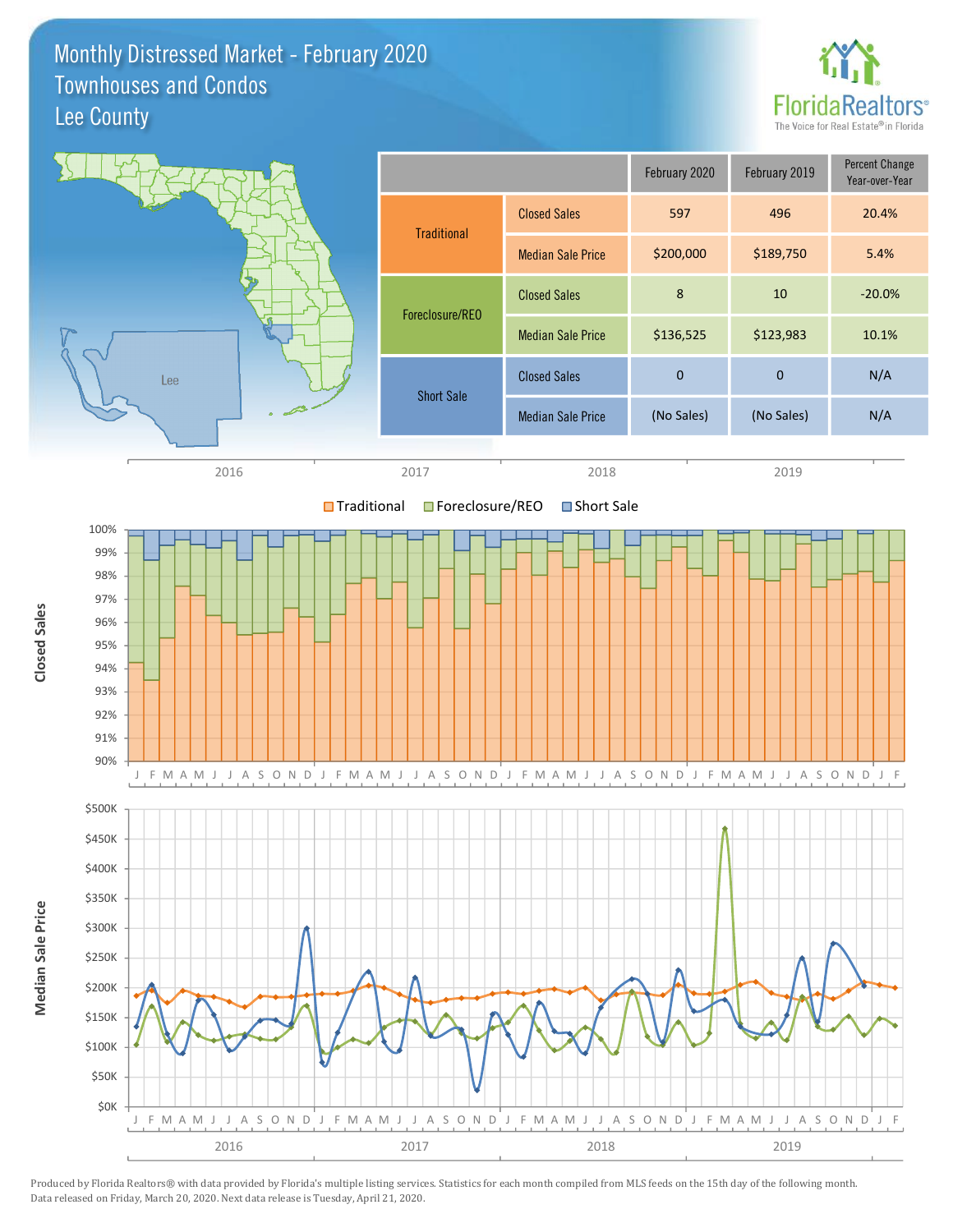# Monthly Distressed Market - February 2020
## Townhouses and Condos
## Lee County

FloridaRealtors®
The Voice for Real Estate® in Florida

Lee

| | | February 2020 | February 2019 | Percent Change Year-over-Year |
|---|---|---|---|---|
| Traditional | Closed Sales | 597 | 496 | 20.4% |
| | Median Sale Price | $200,000 | $189,750 | 5.4% |
| Foreclosure/REO | Closed Sales | 8 | 10 | -20.0% |
| | Median Sale Price | $136,525 | $123,983 | 10.1% |
| Short Sale | Closed Sales | 0 | 0 | N/A |
| | Median Sale Price | (No Sales) | (No Sales) | N/A |

2016 2017 2018 2019

Traditional Foreclosure/REO Short Sale

Closed Sales

100% 99% 98% 97% 96% 95% 94% 93% 92% 91% 90%

J F M A M J J A S O N D J F M A M J J A S O N D J F M A M J J A S O N D J F M A M J J A S O N D J F

Median Sale Price

$500K $450K $400K $350K $300K $250K $200K $150K $100K $50K $0K

J F M A M J J A S O N D J F M A M J J A S O N D J F M A M J J A S O N D J F M A M J J A S O N D J F

2016 2017 2018 2019

Produced by Florida Realtors® with data provided by Florida's multiple listing services. Statistics for each month compiled from MLS feeds on the 15th day of the following month. Data released on Friday, March 20, 2020. Next data release is Tuesday, April 21, 2020.